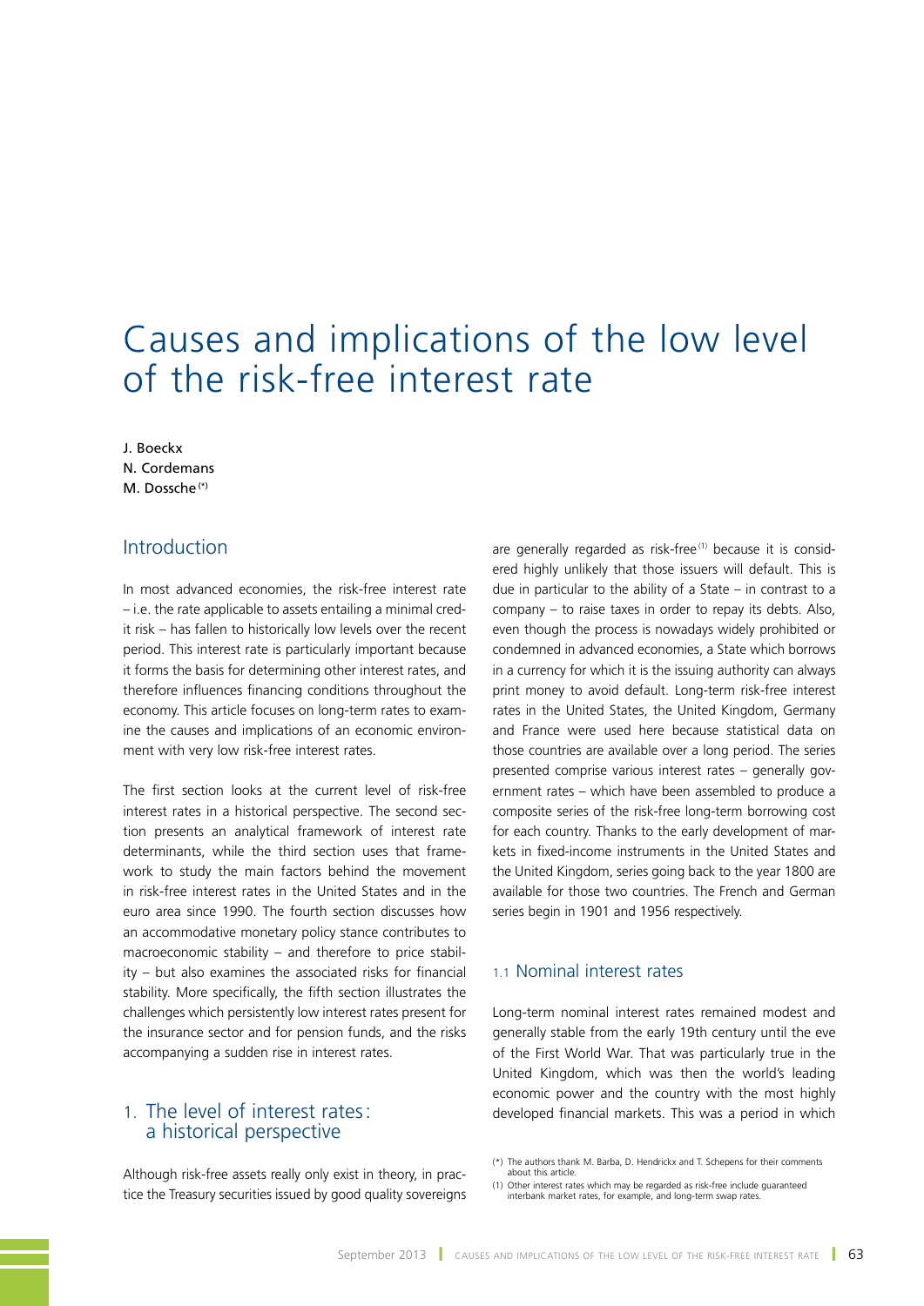# Causes and implications of the low level of the risk-free interest rate

J. Boeckx
N. Cordemans
M. Dossche [*]

## Introduction

In most advanced economies, the risk-free interest rate – i.e. the rate applicable to assets entailing a minimal credit risk – has fallen to historically low levels over the recent period. This interest rate is particularly important because it forms the basis for determining other interest rates, and therefore influences financing conditions throughout the economy. This article focuses on long-term rates to examine the causes and implications of an economic environment with very low risk-free interest rates.

The first section looks at the current level of risk-free interest rates in a historical perspective. The second section presents an analytical framework of interest rate determinants, while the third section uses that framework to study the main factors behind the movement in risk-free interest rates in the United States and in the euro area since 1990. The fourth section discusses how an accommodative monetary policy stance contributes to macroeconomic stability – and therefore to price stability – but also examines the associated risks for financial stability. More specifically, the fifth section illustrates the challenges which persistently low interest rates present for the insurance sector and for pension funds, and the risks accompanying a sudden rise in interest rates.

## 1. The level of interest rates: a historical perspective

Although risk-free assets really only exist in theory, in practice the Treasury securities issued by good quality sovereigns are generally regarded as risk-free [1] because it is considered highly unlikely that those issuers will default. This is due in particular to the ability of a State – in contrast to a company – to raise taxes in order to repay its debts. Also, even though the process is nowadays widely prohibited or condemned in advanced economies, a State which borrows in a currency for which it is the issuing authority can always print money to avoid default. Long-term risk-free interest rates in the United States, the United Kingdom, Germany and France were used here because statistical data on those countries are available over a long period. The series presented comprise various interest rates – generally government rates – which have been assembled to produce a composite series of the risk-free long-term borrowing cost for each country. Thanks to the early development of markets in fixed-income instruments in the United States and the United Kingdom, series going back to the year 1800 are available for those two countries. The French and German series begin in 1901 and 1956 respectively.

### 1.1 Nominal interest rates

Long-term nominal interest rates remained modest and generally stable from the early 19th century until the eve of the First World War. That was particularly true in the United Kingdom, which was then the world's leading economic power and the country with the most highly developed financial markets. This was a period in which

(*) The authors thank M. Barba, D. Hendrickx and T. Schepens for their comments about this article.

(1) Other interest rates which may be regarded as risk-free include guaranteed interbank market rates, for example, and long-term swap rates.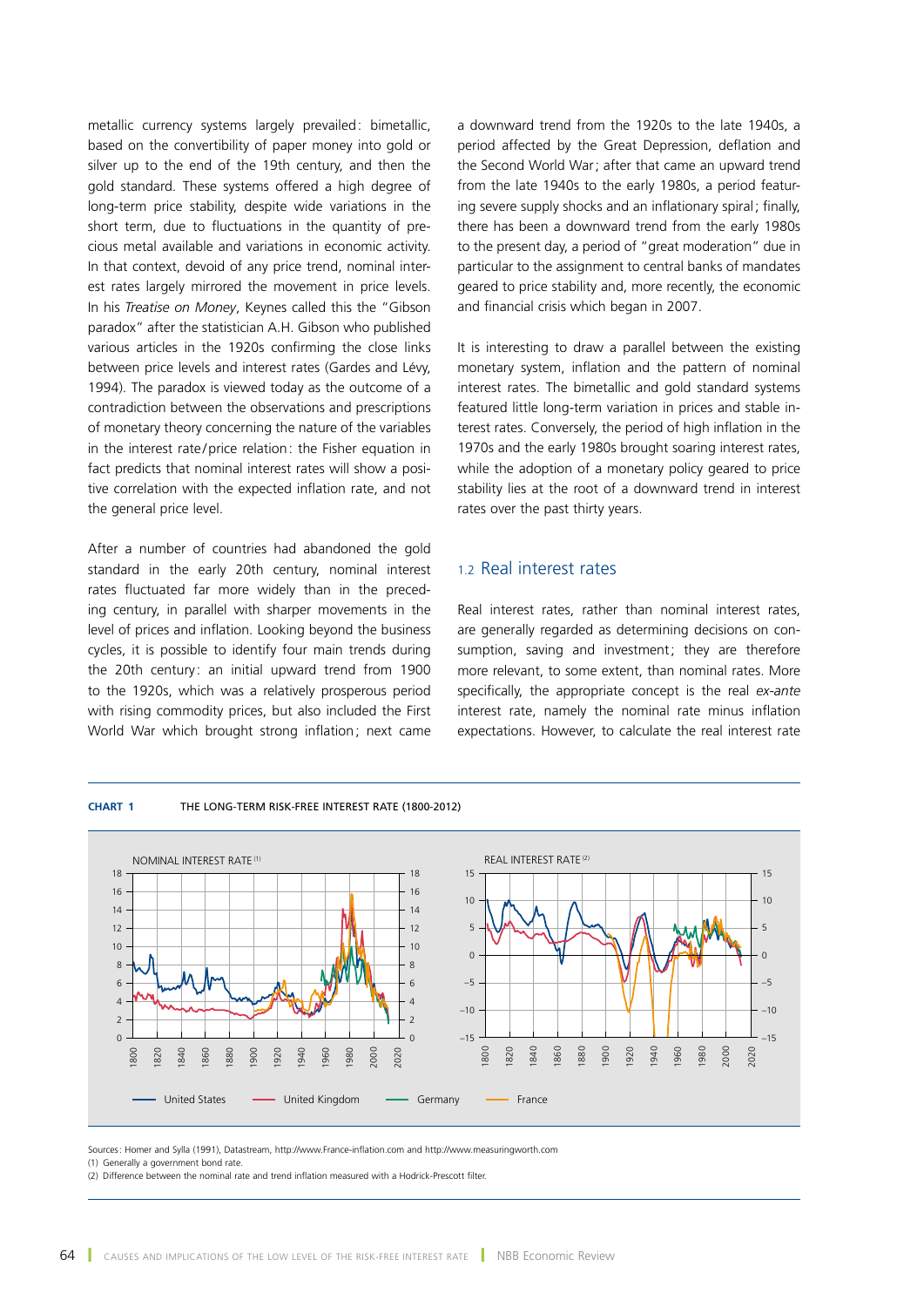metallic currency systems largely prevailed : bimetallic, based on the convertibility of paper money into gold or silver up to the end of the 19th century, and then the gold standard. These systems offered a high degree of long-term price stability, despite wide variations in the short term, due to fluctuations in the quantity of precious metal available and variations in economic activity. In that context, devoid of any price trend, nominal interest rates largely mirrored the movement in price levels. In his *Treatise on Money*, Keynes called this the "Gibson paradox" after the statistician A.H. Gibson who published various articles in the 1920s confirming the close links between price levels and interest rates (Gardes and Lévy, 1994). The paradox is viewed today as the outcome of a contradiction between the observations and prescriptions of monetary theory concerning the nature of the variables in the interest rate/price relation : the Fisher equation in fact predicts that nominal interest rates will show a positive correlation with the expected inflation rate, and not the general price level.

After a number of countries had abandoned the gold standard in the early 20th century, nominal interest rates fluctuated far more widely than in the preceding century, in parallel with sharper movements in the level of prices and inflation. Looking beyond the business cycles, it is possible to identify four main trends during the 20th century : an initial upward trend from 1900 to the 1920s, which was a relatively prosperous period with rising commodity prices, but also included the First World War which brought strong inflation ; next came a downward trend from the 1920s to the late 1940s, a period affected by the Great Depression, deflation and the Second World War ; after that came an upward trend from the late 1940s to the early 1980s, a period featuring severe supply shocks and an inflationary spiral ; finally, there has been a downward trend from the early 1980s to the present day, a period of "great moderation" due in particular to the assignment to central banks of mandates geared to price stability and, more recently, the economic and financial crisis which began in 2007.

It is interesting to draw a parallel between the existing monetary system, inflation and the pattern of nominal interest rates. The bimetallic and gold standard systems featured little long-term variation in prices and stable interest rates. Conversely, the period of high inflation in the 1970s and the early 1980s brought soaring interest rates, while the adoption of a monetary policy geared to price stability lies at the root of a downward trend in interest rates over the past thirty years.

## 1.2 Real interest rates

Real interest rates, rather than nominal interest rates, are generally regarded as determining decisions on consumption, saving and investment ; they are therefore more relevant, to some extent, than nominal rates. More specifically, the appropriate concept is the real *ex-ante* interest rate, namely the nominal rate minus inflation expectations. However, to calculate the real interest rate

**CHART 1** THE LONG-TERM RISK-FREE INTEREST RATE (1800-2012)

Sources : Homer and Sylla (1991), Datastream, http://www.France-inflation.com and http://www.measuringworth.com
(1) Generally a government bond rate.
(2) Difference between the nominal rate and trend inflation measured with a Hodrick-Prescott filter.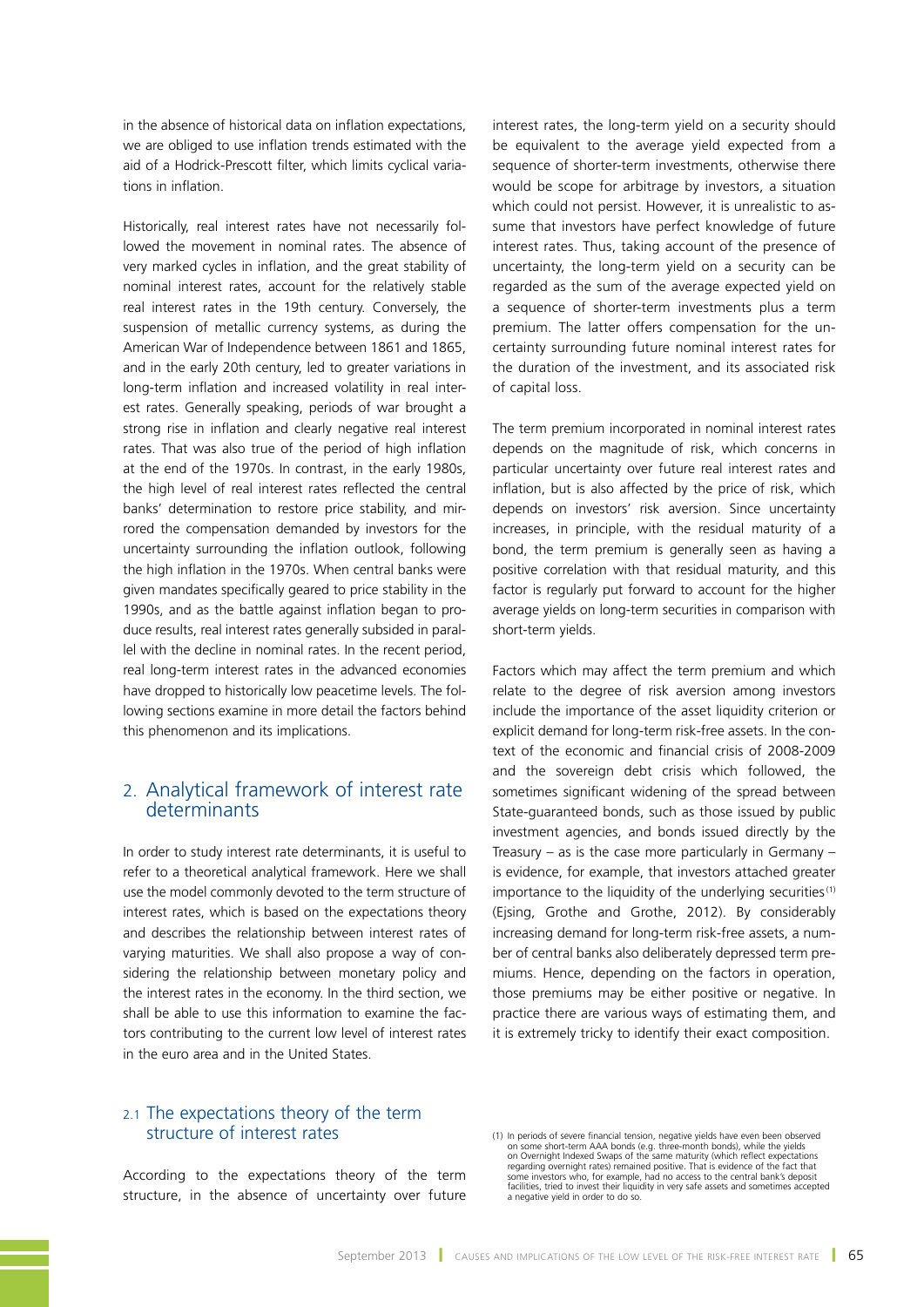in the absence of historical data on inflation expectations, we are obliged to use inflation trends estimated with the aid of a Hodrick-Prescott filter, which limits cyclical variations in inflation.

Historically, real interest rates have not necessarily followed the movement in nominal rates. The absence of very marked cycles in inflation, and the great stability of nominal interest rates, account for the relatively stable real interest rates in the 19th century. Conversely, the suspension of metallic currency systems, as during the American War of Independence between 1861 and 1865, and in the early 20th century, led to greater variations in long-term inflation and increased volatility in real interest rates. Generally speaking, periods of war brought a strong rise in inflation and clearly negative real interest rates. That was also true of the period of high inflation at the end of the 1970s. In contrast, in the early 1980s, the high level of real interest rates reflected the central banks' determination to restore price stability, and mirrored the compensation demanded by investors for the uncertainty surrounding the inflation outlook, following the high inflation in the 1970s. When central banks were given mandates specifically geared to price stability in the 1990s, and as the battle against inflation began to produce results, real interest rates generally subsided in parallel with the decline in nominal rates. In the recent period, real long-term interest rates in the advanced economies have dropped to historically low peacetime levels. The following sections examine in more detail the factors behind this phenomenon and its implications.

## 2. Analytical framework of interest rate determinants

In order to study interest rate determinants, it is useful to refer to a theoretical analytical framework. Here we shall use the model commonly devoted to the term structure of interest rates, which is based on the expectations theory and describes the relationship between interest rates of varying maturities. We shall also propose a way of considering the relationship between monetary policy and the interest rates in the economy. In the third section, we shall be able to use this information to examine the factors contributing to the current low level of interest rates in the euro area and in the United States.

### 2.1 The expectations theory of the term structure of interest rates

According to the expectations theory of the term structure, in the absence of uncertainty over future interest rates, the long-term yield on a security should be equivalent to the average yield expected from a sequence of shorter-term investments, otherwise there would be scope for arbitrage by investors, a situation which could not persist. However, it is unrealistic to assume that investors have perfect knowledge of future interest rates. Thus, taking account of the presence of uncertainty, the long-term yield on a security can be regarded as the sum of the average expected yield on a sequence of shorter-term investments plus a term premium. The latter offers compensation for the uncertainty surrounding future nominal interest rates for the duration of the investment, and its associated risk of capital loss.

The term premium incorporated in nominal interest rates depends on the magnitude of risk, which concerns in particular uncertainty over future real interest rates and inflation, but is also affected by the price of risk, which depends on investors' risk aversion. Since uncertainty increases, in principle, with the residual maturity of a bond, the term premium is generally seen as having a positive correlation with that residual maturity, and this factor is regularly put forward to account for the higher average yields on long-term securities in comparison with short-term yields.

Factors which may affect the term premium and which relate to the degree of risk aversion among investors include the importance of the asset liquidity criterion or explicit demand for long-term risk-free assets. In the context of the economic and financial crisis of 2008-2009 and the sovereign debt crisis which followed, the sometimes significant widening of the spread between State-guaranteed bonds, such as those issued by public investment agencies, and bonds issued directly by the Treasury – as is the case more particularly in Germany – is evidence, for example, that investors attached greater importance to the liquidity of the underlying securities[1] (Ejsing, Grothe and Grothe, 2012). By considerably increasing demand for long-term risk-free assets, a number of central banks also deliberately depressed term premiums. Hence, depending on the factors in operation, those premiums may be either positive or negative. In practice there are various ways of estimating them, and it is extremely tricky to identify their exact composition.

(1) In periods of severe financial tension, negative yields have even been observed on some short-term AAA bonds (e.g. three-month bonds), while the yields on Overnight Indexed Swaps of the same maturity (which reflect expectations regarding overnight rates) remained positive. That is evidence of the fact that some investors who, for example, had no access to the central bank's deposit facilities, tried to invest their liquidity in very safe assets and sometimes accepted a negative yield in order to do so.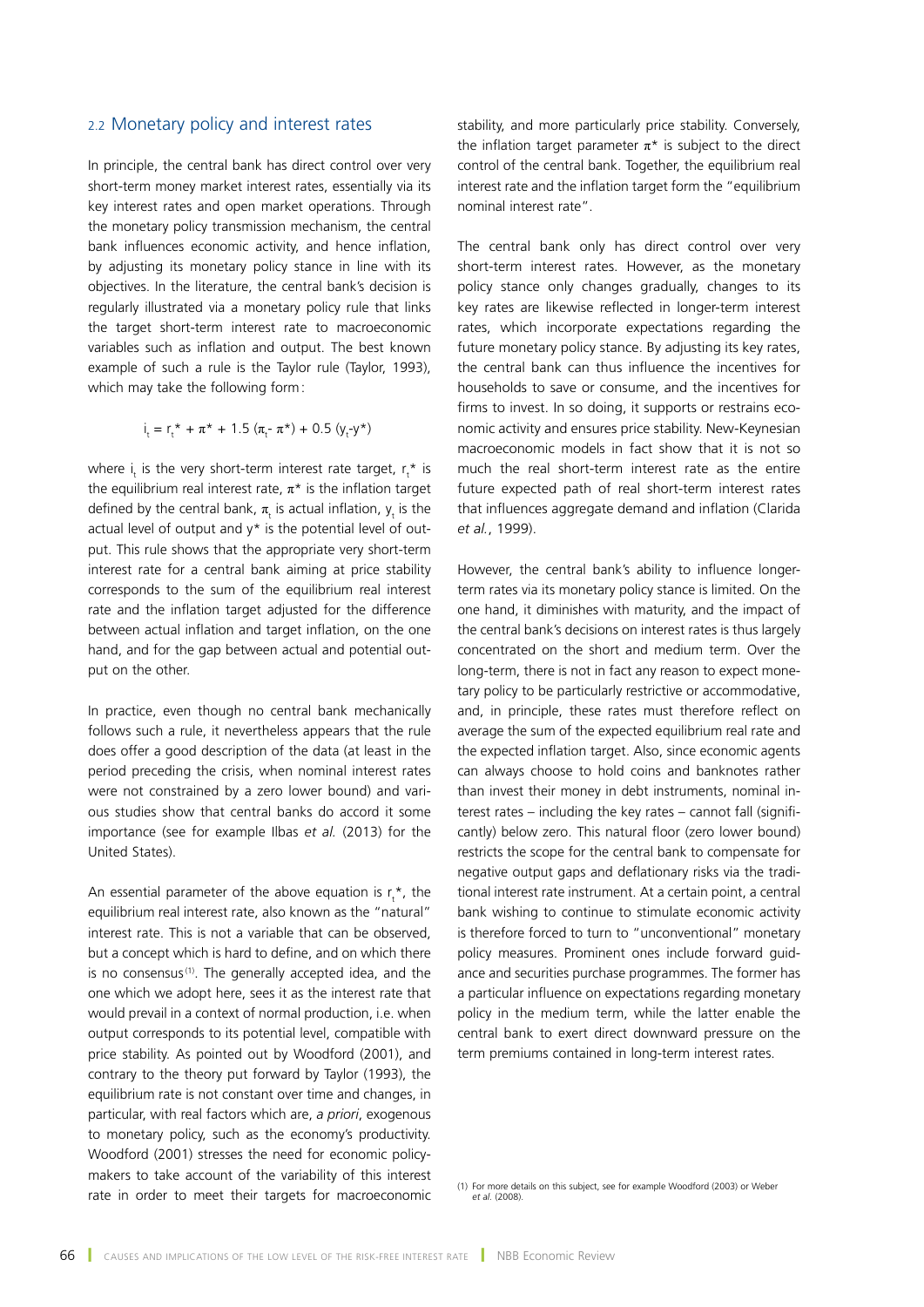## 2.2 Monetary policy and interest rates

In principle, the central bank has direct control over very short-term money market interest rates, essentially via its key interest rates and open market operations. Through the monetary policy transmission mechanism, the central bank influences economic activity, and hence inflation, by adjusting its monetary policy stance in line with its objectives. In the literature, the central bank's decision is regularly illustrated via a monetary policy rule that links the target short-term interest rate to macroeconomic variables such as inflation and output. The best known example of such a rule is the Taylor rule (Taylor, 1993), which may take the following form:

$$i_t = r_t^* + \pi^* + 1.5\ (\pi_t - \pi^*) + 0.5\ (y_t - y^*)$$

where $i_t$ is the very short-term interest rate target, $r_t^*$ is the equilibrium real interest rate, $\pi^*$ is the inflation target defined by the central bank, $\pi_t$ is actual inflation, $y_t$ is the actual level of output and $y^*$ is the potential level of output. This rule shows that the appropriate very short-term interest rate for a central bank aiming at price stability corresponds to the sum of the equilibrium real interest rate and the inflation target adjusted for the difference between actual inflation and target inflation, on the one hand, and for the gap between actual and potential output on the other.

In practice, even though no central bank mechanically follows such a rule, it nevertheless appears that the rule does offer a good description of the data (at least in the period preceding the crisis, when nominal interest rates were not constrained by a zero lower bound) and various studies show that central banks do accord it some importance (see for example Ilbas *et al.* (2013) for the United States).

An essential parameter of the above equation is $r_t^*$, the equilibrium real interest rate, also known as the "natural" interest rate. This is not a variable that can be observed, but a concept which is hard to define, and on which there is no consensus[1]. The generally accepted idea, and the one which we adopt here, sees it as the interest rate that would prevail in a context of normal production, i.e. when output corresponds to its potential level, compatible with price stability. As pointed out by Woodford (2001), and contrary to the theory put forward by Taylor (1993), the equilibrium rate is not constant over time and changes, in particular, with real factors which are, *a priori*, exogenous to monetary policy, such as the economy's productivity. Woodford (2001) stresses the need for economic policy-makers to take account of the variability of this interest rate in order to meet their targets for macroeconomic stability, and more particularly price stability. Conversely, the inflation target parameter $\pi^*$ is subject to the direct control of the central bank. Together, the equilibrium real interest rate and the inflation target form the "equilibrium nominal interest rate".

The central bank only has direct control over very short-term interest rates. However, as the monetary policy stance only changes gradually, changes to its key rates are likewise reflected in longer-term interest rates, which incorporate expectations regarding the future monetary policy stance. By adjusting its key rates, the central bank can thus influence the incentives for households to save or consume, and the incentives for firms to invest. In so doing, it supports or restrains economic activity and ensures price stability. New-Keynesian macroeconomic models in fact show that it is not so much the real short-term interest rate as the entire future expected path of real short-term interest rates that influences aggregate demand and inflation (Clarida *et al.*, 1999).

However, the central bank's ability to influence longer-term rates via its monetary policy stance is limited. On the one hand, it diminishes with maturity, and the impact of the central bank's decisions on interest rates is thus largely concentrated on the short and medium term. Over the long-term, there is not in fact any reason to expect monetary policy to be particularly restrictive or accommodative, and, in principle, these rates must therefore reflect on average the sum of the expected equilibrium real rate and the expected inflation target. Also, since economic agents can always choose to hold coins and banknotes rather than invest their money in debt instruments, nominal interest rates – including the key rates – cannot fall (significantly) below zero. This natural floor (zero lower bound) restricts the scope for the central bank to compensate for negative output gaps and deflationary risks via the traditional interest rate instrument. At a certain point, a central bank wishing to continue to stimulate economic activity is therefore forced to turn to "unconventional" monetary policy measures. Prominent ones include forward guidance and securities purchase programmes. The former has a particular influence on expectations regarding monetary policy in the medium term, while the latter enable the central bank to exert direct downward pressure on the term premiums contained in long-term interest rates.

(1) For more details on this subject, see for example Woodford (2003) or Weber *et al.* (2008).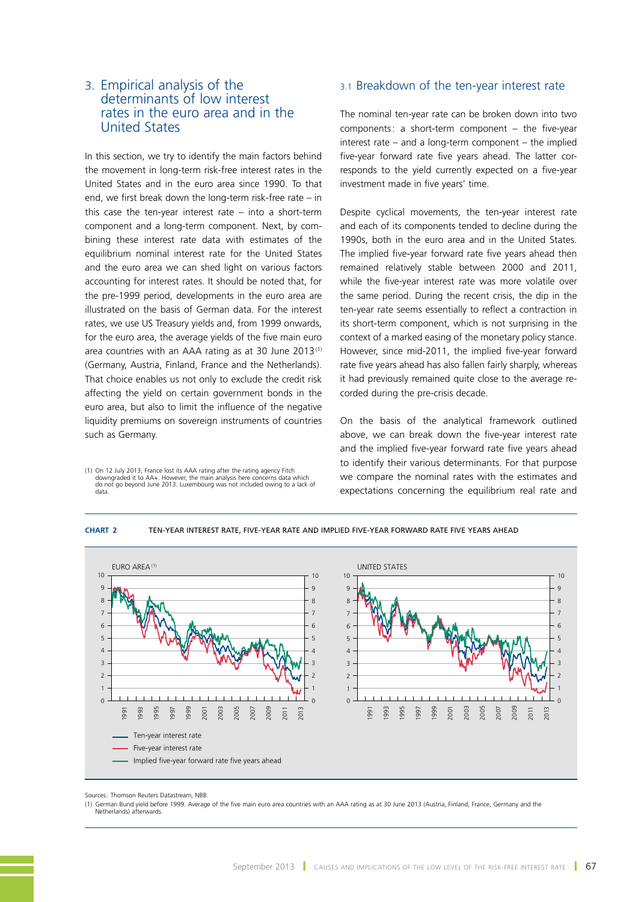## 3. Empirical analysis of the determinants of low interest rates in the euro area and in the United States

In this section, we try to identify the main factors behind the movement in long-term risk-free interest rates in the United States and in the euro area since 1990. To that end, we first break down the long-term risk-free rate – in this case the ten-year interest rate – into a short-term component and a long-term component. Next, by combining these interest rate data with estimates of the equilibrium nominal interest rate for the United States and the euro area we can shed light on various factors accounting for interest rates. It should be noted that, for the pre-1999 period, developments in the euro area are illustrated on the basis of German data. For the interest rates, we use US Treasury yields and, from 1999 onwards, for the euro area, the average yields of the five main euro area countries with an AAA rating as at 30 June 2013 [1] (Germany, Austria, Finland, France and the Netherlands). That choice enables us not only to exclude the credit risk affecting the yield on certain government bonds in the euro area, but also to limit the influence of the negative liquidity premiums on sovereign instruments of countries such as Germany.

(1) On 12 July 2013, France lost its AAA rating after the rating agency Fitch downgraded it to AA+. However, the main analysis here concerns data which do not go beyond June 2013. Luxembourg was not included owing to a lack of data.

### 3.1 Breakdown of the ten-year interest rate

The nominal ten-year rate can be broken down into two components: a short-term component – the five-year interest rate – and a long-term component – the implied five-year forward rate five years ahead. The latter corresponds to the yield currently expected on a five-year investment made in five years' time.

Despite cyclical movements, the ten-year interest rate and each of its components tended to decline during the 1990s, both in the euro area and in the United States. The implied five-year forward rate five years ahead then remained relatively stable between 2000 and 2011, while the five-year interest rate was more volatile over the same period. During the recent crisis, the dip in the ten-year rate seems essentially to reflect a contraction in its short-term component, which is not surprising in the context of a marked easing of the monetary policy stance. However, since mid-2011, the implied five-year forward rate five years ahead has also fallen fairly sharply, whereas it had previously remained quite close to the average recorded during the pre-crisis decade.

On the basis of the analytical framework outlined above, we can break down the five-year interest rate and the implied five-year forward rate five years ahead to identify their various determinants. For that purpose we compare the nominal rates with the estimates and expectations concerning the equilibrium real rate and

**CHART 2** TEN-YEAR INTEREST RATE, FIVE-YEAR RATE AND IMPLIED FIVE-YEAR FORWARD RATE FIVE YEARS AHEAD

EURO AREA [1] | UNITED STATES

— Ten-year interest rate
— Five-year interest rate
— Implied five-year forward rate five years ahead

Sources: Thomson Reuters Datastream, NBB.

(1) German Bund yield before 1999. Average of the five main euro area countries with an AAA rating as at 30 June 2013 (Austria, Finland, France, Germany and the Netherlands) afterwards.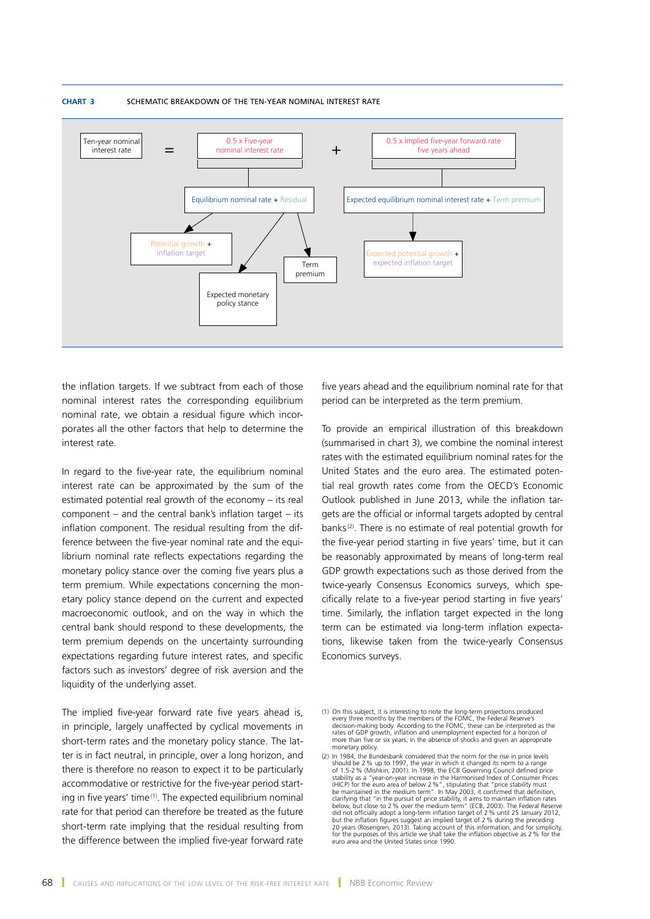**CHART 3** SCHEMATIC BREAKDOWN OF THE TEN-YEAR NOMINAL INTEREST RATE

Ten-year nominal interest rate = 0.5 x Five-year nominal interest rate + 0.5 x Implied five-year forward rate five years ahead

- 0.5 x Five-year nominal interest rate → Equilibrium nominal rate + Residual
  - Equilibrium nominal rate → Potential growth + inflation target
  - Residual → Expected monetary policy stance; Term premium
- 0.5 x Implied five-year forward rate five years ahead → Expected equilibrium nominal interest rate + Term premium
  - Expected equilibrium nominal interest rate → Expected potential growth + expected inflation target

the inflation targets. If we subtract from each of those nominal interest rates the corresponding equilibrium nominal rate, we obtain a residual figure which incorporates all the other factors that help to determine the interest rate.

In regard to the five-year rate, the equilibrium nominal interest rate can be approximated by the sum of the estimated potential real growth of the economy – its real component – and the central bank's inflation target – its inflation component. The residual resulting from the difference between the five-year nominal rate and the equilibrium nominal rate reflects expectations regarding the monetary policy stance over the coming five years plus a term premium. While expectations concerning the monetary policy stance depend on the current and expected macroeconomic outlook, and on the way in which the central bank should respond to these developments, the term premium depends on the uncertainty surrounding expectations regarding future interest rates, and specific factors such as investors' degree of risk aversion and the liquidity of the underlying asset.

The implied five-year forward rate five years ahead is, in principle, largely unaffected by cyclical movements in short-term rates and the monetary policy stance. The latter is in fact neutral, in principle, over a long horizon, and there is therefore no reason to expect it to be particularly accommodative or restrictive for the five-year period starting in five years' time[1]. The expected equilibrium nominal rate for that period can therefore be treated as the future short-term rate implying that the residual resulting from the difference between the implied five-year forward rate five years ahead and the equilibrium nominal rate for that period can be interpreted as the term premium.

To provide an empirical illustration of this breakdown (summarised in chart 3), we combine the nominal interest rates with the estimated equilibrium nominal rates for the United States and the euro area. The estimated potential real growth rates come from the OECD's Economic Outlook published in June 2013, while the inflation targets are the official or informal targets adopted by central banks[2]. There is no estimate of real potential growth for the five-year period starting in five years' time, but it can be reasonably approximated by means of long-term real GDP growth expectations such as those derived from the twice-yearly Consensus Economics surveys, which specifically relate to a five-year period starting in five years' time. Similarly, the inflation target expected in the long term can be estimated via long-term inflation expectations, likewise taken from the twice-yearly Consensus Economics surveys.

(1) On this subject, it is interesting to note the long-term projections produced every three months by the members of the FOMC, the Federal Reserve's decision-making body. According to the FOMC, these can be interpreted as the rates of GDP growth, inflation and unemployment expected for a horizon of more than five or six years, in the absence of shocks and given an appropriate monetary policy.

(2) In 1984, the Bundesbank considered that the norm for the rise in price levels should be 2 % up to 1997, the year in which it changed its norm to a range of 1.5-2 % (Mishkin, 2001). In 1998, the ECB Governing Council defined price stability as a "year-on-year increase in the Harmonised Index of Consumer Prices (HICP) for the euro area of below 2 %", stipulating that "price stability must be maintained in the medium term". In May 2003, it confirmed that definition, clarifying that "in the pursuit of price stability, it aims to maintain inflation rates below, but close to 2 % over the medium term" (ECB, 2003). The Federal Reserve did not officially adopt a long-term inflation target of 2 % until 25 January 2012, but the inflation figures suggest an implied target of 2 % during the preceding 20 years (Rosengren, 2013). Taking account of this information, and for simplicity, for the purposes of this article we shall take the inflation objective as 2 % for the euro area and the United States since 1990.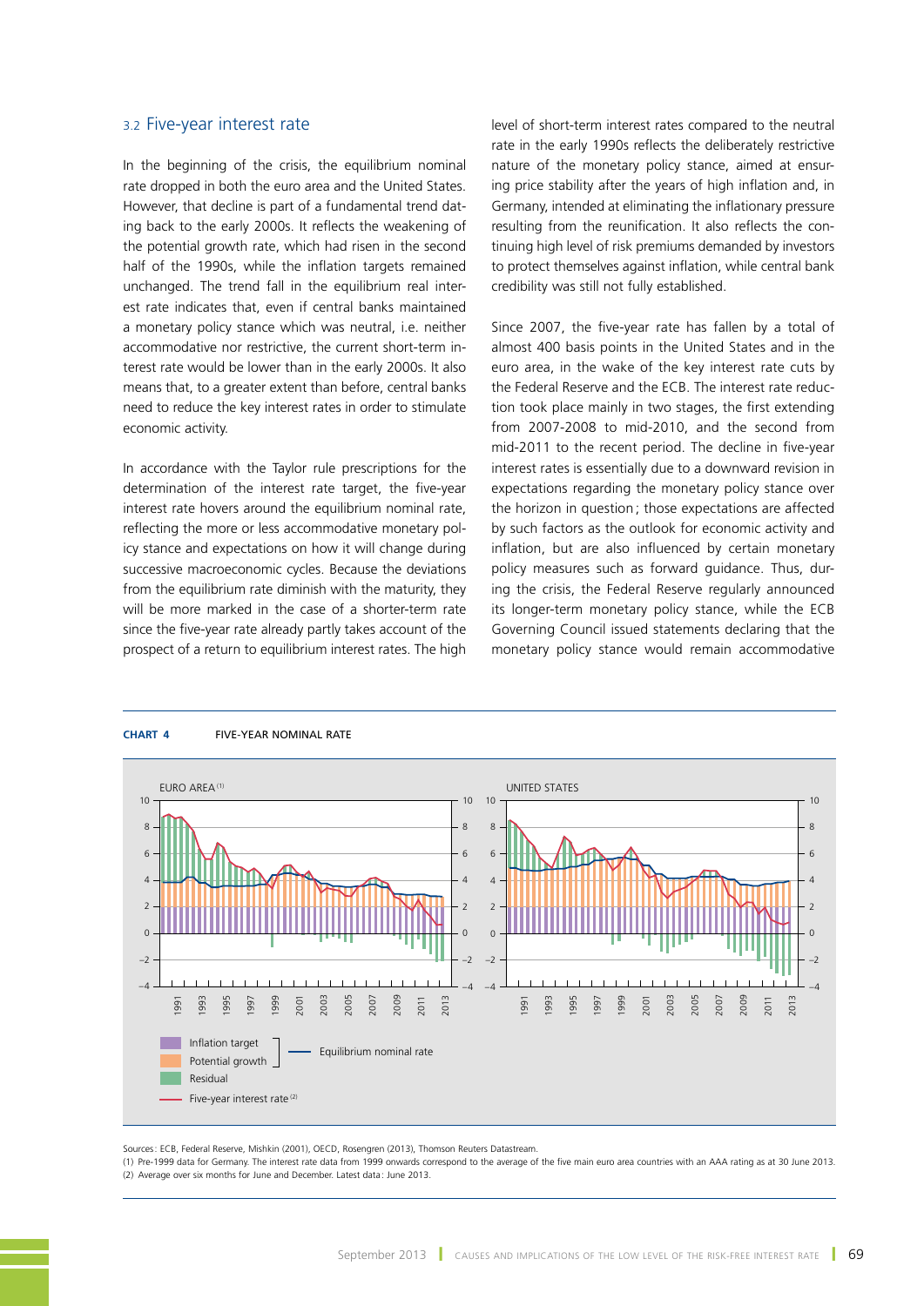### 3.2 Five-year interest rate

In the beginning of the crisis, the equilibrium nominal rate dropped in both the euro area and the United States. However, that decline is part of a fundamental trend dating back to the early 2000s. It reflects the weakening of the potential growth rate, which had risen in the second half of the 1990s, while the inflation targets remained unchanged. The trend fall in the equilibrium real interest rate indicates that, even if central banks maintained a monetary policy stance which was neutral, i.e. neither accommodative nor restrictive, the current short-term interest rate would be lower than in the early 2000s. It also means that, to a greater extent than before, central banks need to reduce the key interest rates in order to stimulate economic activity.

In accordance with the Taylor rule prescriptions for the determination of the interest rate target, the five-year interest rate hovers around the equilibrium nominal rate, reflecting the more or less accommodative monetary policy stance and expectations on how it will change during successive macroeconomic cycles. Because the deviations from the equilibrium rate diminish with the maturity, they will be more marked in the case of a shorter-term rate since the five-year rate already partly takes account of the prospect of a return to equilibrium interest rates. The high level of short-term interest rates compared to the neutral rate in the early 1990s reflects the deliberately restrictive nature of the monetary policy stance, aimed at ensuring price stability after the years of high inflation and, in Germany, intended at eliminating the inflationary pressure resulting from the reunification. It also reflects the continuing high level of risk premiums demanded by investors to protect themselves against inflation, while central bank credibility was still not fully established.

Since 2007, the five-year rate has fallen by a total of almost 400 basis points in the United States and in the euro area, in the wake of the key interest rate cuts by the Federal Reserve and the ECB. The interest rate reduction took place mainly in two stages, the first extending from 2007-2008 to mid-2010, and the second from mid-2011 to the recent period. The decline in five-year interest rates is essentially due to a downward revision in expectations regarding the monetary policy stance over the horizon in question; those expectations are affected by such factors as the outlook for economic activity and inflation, but are also influenced by certain monetary policy measures such as forward guidance. Thus, during the crisis, the Federal Reserve regularly announced its longer-term monetary policy stance, while the ECB Governing Council issued statements declaring that the monetary policy stance would remain accommodative

**CHART 4** FIVE-YEAR NOMINAL RATE

Sources: ECB, Federal Reserve, Mishkin (2001), OECD, Rosengren (2013), Thomson Reuters Datastream.
(1) Pre-1999 data for Germany. The interest rate data from 1999 onwards correspond to the average of the five main euro area countries with an AAA rating as at 30 June 2013.
(2) Average over six months for June and December. Latest data: June 2013.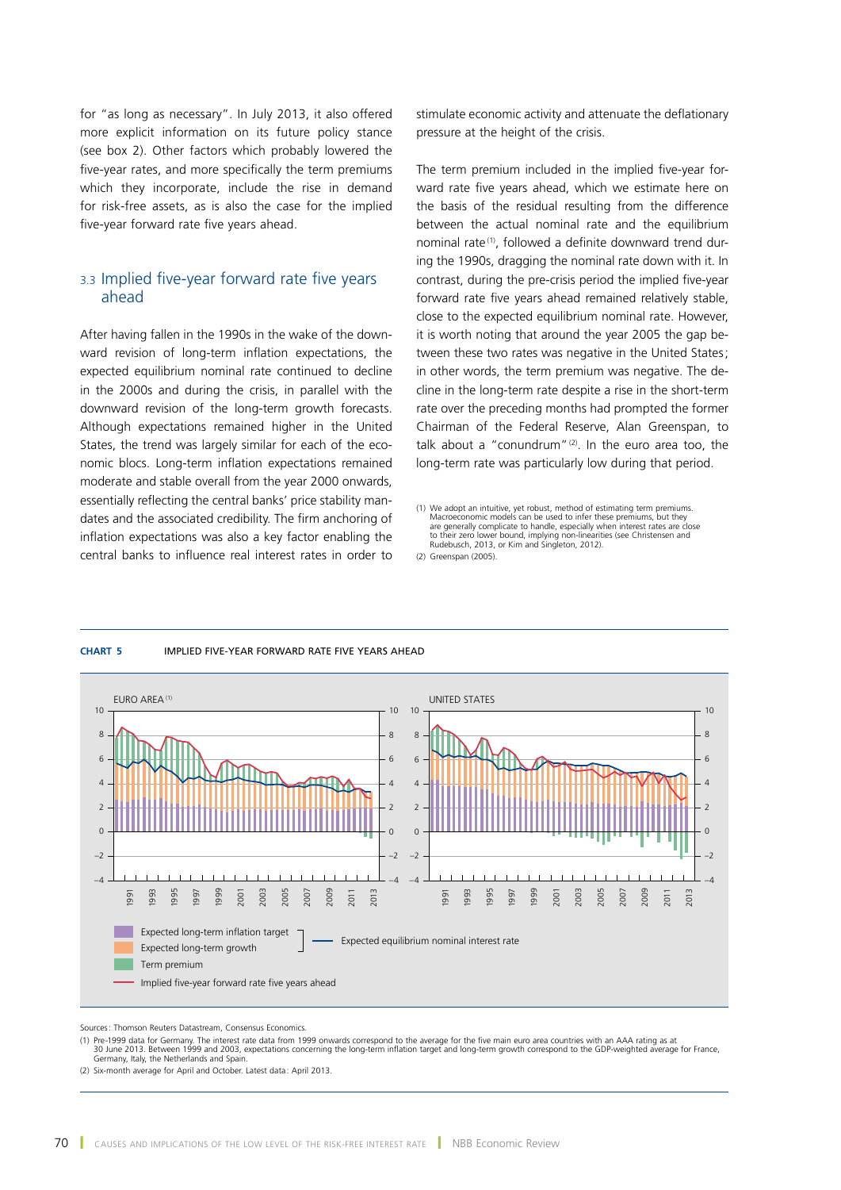for "as long as necessary". In July 2013, it also offered more explicit information on its future policy stance (see box 2). Other factors which probably lowered the five-year rates, and more specifically the term premiums which they incorporate, include the rise in demand for risk-free assets, as is also the case for the implied five-year forward rate five years ahead.

### 3.3 Implied five-year forward rate five years ahead

After having fallen in the 1990s in the wake of the downward revision of long-term inflation expectations, the expected equilibrium nominal rate continued to decline in the 2000s and during the crisis, in parallel with the downward revision of the long-term growth forecasts. Although expectations remained higher in the United States, the trend was largely similar for each of the economic blocs. Long-term inflation expectations remained moderate and stable overall from the year 2000 onwards, essentially reflecting the central banks' price stability mandates and the associated credibility. The firm anchoring of inflation expectations was also a key factor enabling the central banks to influence real interest rates in order to stimulate economic activity and attenuate the deflationary pressure at the height of the crisis.

The term premium included in the implied five-year forward rate five years ahead, which we estimate here on the basis of the residual resulting from the difference between the actual nominal rate and the equilibrium nominal rate[1], followed a definite downward trend during the 1990s, dragging the nominal rate down with it. In contrast, during the pre-crisis period the implied five-year forward rate five years ahead remained relatively stable, close to the expected equilibrium nominal rate. However, it is worth noting that around the year 2005 the gap between these two rates was negative in the United States; in other words, the term premium was negative. The decline in the long-term rate despite a rise in the short-term rate over the preceding months had prompted the former Chairman of the Federal Reserve, Alan Greenspan, to talk about a "conundrum"[2]. In the euro area too, the long-term rate was particularly low during that period.

(1) We adopt an intuitive, yet robust, method of estimating term premiums. Macroeconomic models can be used to infer these premiums, but they are generally complicate to handle, especially when interest rates are close to their zero lower bound, implying non-linearities (see Christensen and Rudebusch, 2013, or Kim and Singleton, 2012).

(2) Greenspan (2005).

**CHART 5** IMPLIED FIVE-YEAR FORWARD RATE FIVE YEARS AHEAD

EURO AREA (1) | UNITED STATES

Legend: Expected long-term inflation target; Expected long-term growth; Term premium; Implied five-year forward rate five years ahead; Expected equilibrium nominal interest rate

Sources: Thomson Reuters Datastream, Consensus Economics.

(1) Pre-1999 data for Germany. The interest rate data from 1999 onwards correspond to the average for the five main euro area countries with an AAA rating as at 30 June 2013. Between 1999 and 2003, expectations concerning the long-term inflation target and long-term growth correspond to the GDP-weighted average for France, Germany, Italy, the Netherlands and Spain.

(2) Six-month average for April and October. Latest data: April 2013.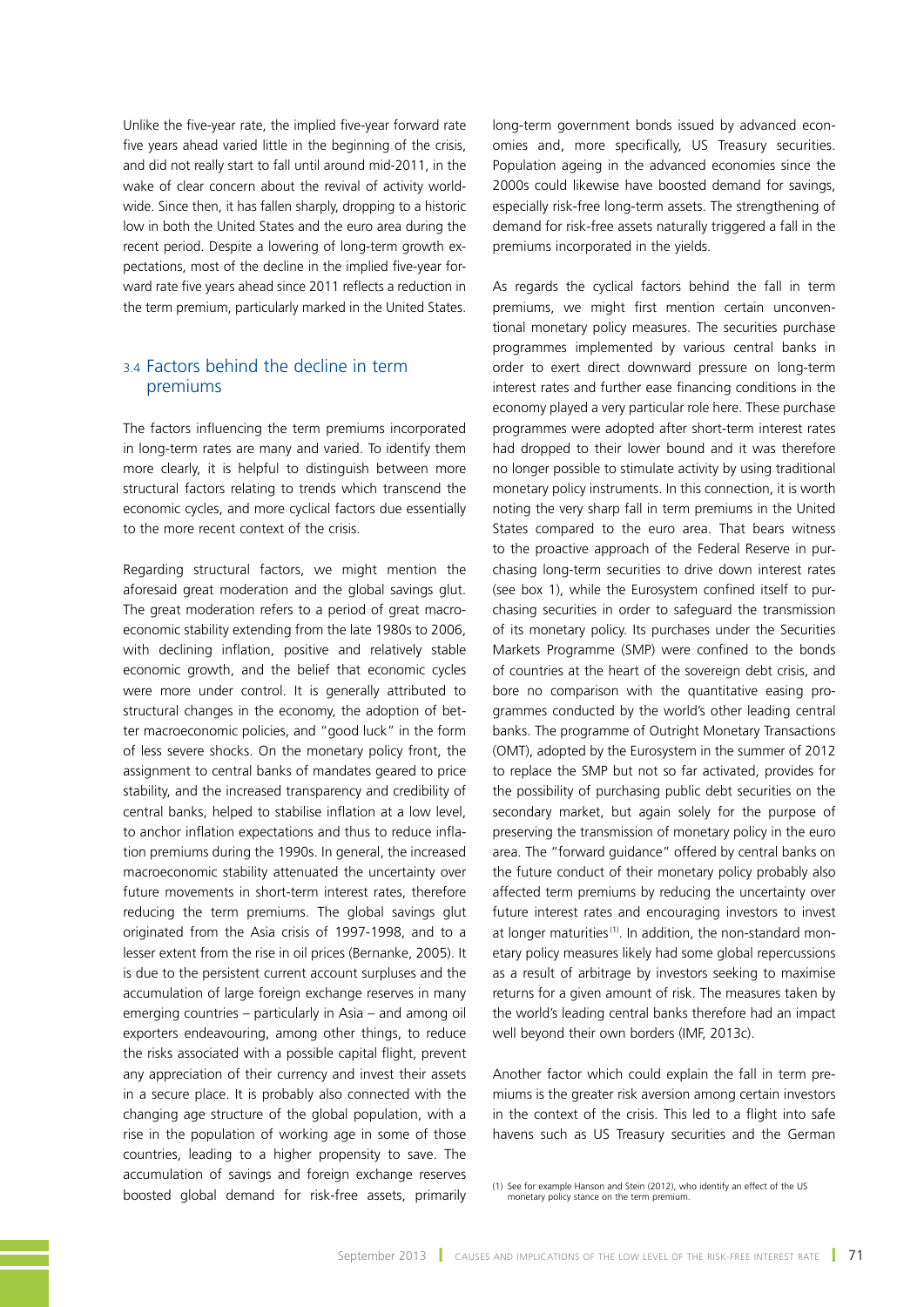Unlike the five-year rate, the implied five-year forward rate five years ahead varied little in the beginning of the crisis, and did not really start to fall until around mid-2011, in the wake of clear concern about the revival of activity worldwide. Since then, it has fallen sharply, dropping to a historic low in both the United States and the euro area during the recent period. Despite a lowering of long-term growth expectations, most of the decline in the implied five-year forward rate five years ahead since 2011 reflects a reduction in the term premium, particularly marked in the United States.

### 3.4 Factors behind the decline in term premiums

The factors influencing the term premiums incorporated in long-term rates are many and varied. To identify them more clearly, it is helpful to distinguish between more structural factors relating to trends which transcend the economic cycles, and more cyclical factors due essentially to the more recent context of the crisis.

Regarding structural factors, we might mention the aforesaid great moderation and the global savings glut. The great moderation refers to a period of great macroeconomic stability extending from the late 1980s to 2006, with declining inflation, positive and relatively stable economic growth, and the belief that economic cycles were more under control. It is generally attributed to structural changes in the economy, the adoption of better macroeconomic policies, and "good luck" in the form of less severe shocks. On the monetary policy front, the assignment to central banks of mandates geared to price stability, and the increased transparency and credibility of central banks, helped to stabilise inflation at a low level, to anchor inflation expectations and thus to reduce inflation premiums during the 1990s. In general, the increased macroeconomic stability attenuated the uncertainty over future movements in short-term interest rates, therefore reducing the term premiums. The global savings glut originated from the Asia crisis of 1997-1998, and to a lesser extent from the rise in oil prices (Bernanke, 2005). It is due to the persistent current account surpluses and the accumulation of large foreign exchange reserves in many emerging countries – particularly in Asia – and among oil exporters endeavouring, among other things, to reduce the risks associated with a possible capital flight, prevent any appreciation of their currency and invest their assets in a secure place. It is probably also connected with the changing age structure of the global population, with a rise in the population of working age in some of those countries, leading to a higher propensity to save. The accumulation of savings and foreign exchange reserves boosted global demand for risk-free assets, primarily long-term government bonds issued by advanced economies and, more specifically, US Treasury securities. Population ageing in the advanced economies since the 2000s could likewise have boosted demand for savings, especially risk-free long-term assets. The strengthening of demand for risk-free assets naturally triggered a fall in the premiums incorporated in the yields.

As regards the cyclical factors behind the fall in term premiums, we might first mention certain unconventional monetary policy measures. The securities purchase programmes implemented by various central banks in order to exert direct downward pressure on long-term interest rates and further ease financing conditions in the economy played a very particular role here. These purchase programmes were adopted after short-term interest rates had dropped to their lower bound and it was therefore no longer possible to stimulate activity by using traditional monetary policy instruments. In this connection, it is worth noting the very sharp fall in term premiums in the United States compared to the euro area. That bears witness to the proactive approach of the Federal Reserve in purchasing long-term securities to drive down interest rates (see box 1), while the Eurosystem confined itself to purchasing securities in order to safeguard the transmission of its monetary policy. Its purchases under the Securities Markets Programme (SMP) were confined to the bonds of countries at the heart of the sovereign debt crisis, and bore no comparison with the quantitative easing programmes conducted by the world's other leading central banks. The programme of Outright Monetary Transactions (OMT), adopted by the Eurosystem in the summer of 2012 to replace the SMP but not so far activated, provides for the possibility of purchasing public debt securities on the secondary market, but again solely for the purpose of preserving the transmission of monetary policy in the euro area. The "forward guidance" offered by central banks on the future conduct of their monetary policy probably also affected term premiums by reducing the uncertainty over future interest rates and encouraging investors to invest at longer maturities [1]. In addition, the non-standard monetary policy measures likely had some global repercussions as a result of arbitrage by investors seeking to maximise returns for a given amount of risk. The measures taken by the world's leading central banks therefore had an impact well beyond their own borders (IMF, 2013c).

Another factor which could explain the fall in term premiums is the greater risk aversion among certain investors in the context of the crisis. This led to a flight into safe havens such as US Treasury securities and the German

(1) See for example Hanson and Stein (2012), who identify an effect of the US monetary policy stance on the term premium.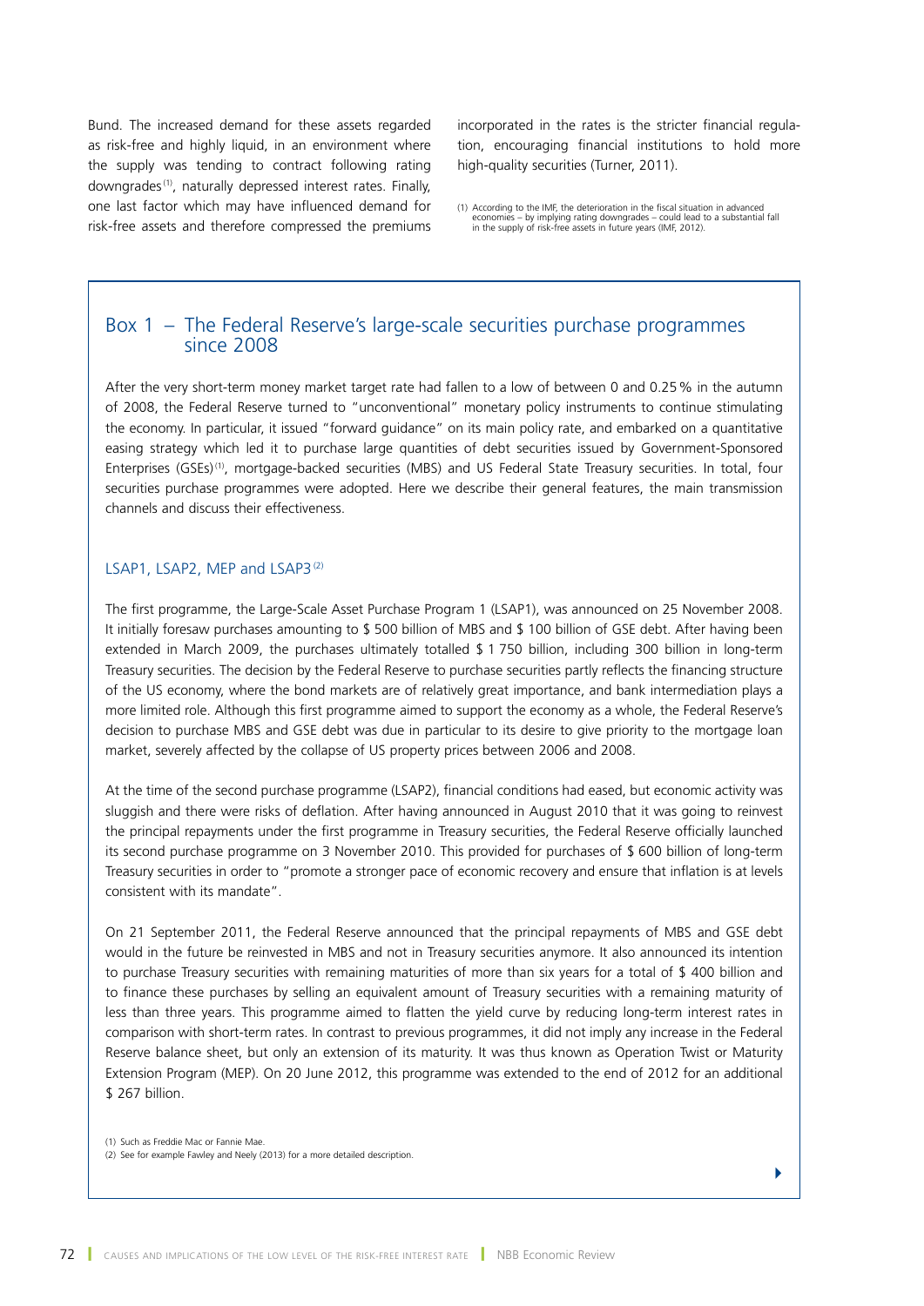Bund. The increased demand for these assets regarded as risk-free and highly liquid, in an environment where the supply was tending to contract following rating downgrades [1], naturally depressed interest rates. Finally, one last factor which may have influenced demand for risk-free assets and therefore compressed the premiums incorporated in the rates is the stricter financial regulation, encouraging financial institutions to hold more high-quality securities (Turner, 2011).

(1) According to the IMF, the deterioration in the fiscal situation in advanced economies – by implying rating downgrades – could lead to a substantial fall in the supply of risk-free assets in future years (IMF, 2012).

## Box 1 – The Federal Reserve's large-scale securities purchase programmes since 2008

After the very short-term money market target rate had fallen to a low of between 0 and 0.25 % in the autumn of 2008, the Federal Reserve turned to "unconventional" monetary policy instruments to continue stimulating the economy. In particular, it issued "forward guidance" on its main policy rate, and embarked on a quantitative easing strategy which led it to purchase large quantities of debt securities issued by Government-Sponsored Enterprises (GSEs) [1], mortgage-backed securities (MBS) and US Federal State Treasury securities. In total, four securities purchase programmes were adopted. Here we describe their general features, the main transmission channels and discuss their effectiveness.

### LSAP1, LSAP2, MEP and LSAP3 [2]

The first programme, the Large-Scale Asset Purchase Program 1 (LSAP1), was announced on 25 November 2008. It initially foresaw purchases amounting to $ 500 billion of MBS and $ 100 billion of GSE debt. After having been extended in March 2009, the purchases ultimately totalled $ 1 750 billion, including 300 billion in long-term Treasury securities. The decision by the Federal Reserve to purchase securities partly reflects the financing structure of the US economy, where the bond markets are of relatively great importance, and bank intermediation plays a more limited role. Although this first programme aimed to support the economy as a whole, the Federal Reserve's decision to purchase MBS and GSE debt was due in particular to its desire to give priority to the mortgage loan market, severely affected by the collapse of US property prices between 2006 and 2008.

At the time of the second purchase programme (LSAP2), financial conditions had eased, but economic activity was sluggish and there were risks of deflation. After having announced in August 2010 that it was going to reinvest the principal repayments under the first programme in Treasury securities, the Federal Reserve officially launched its second purchase programme on 3 November 2010. This provided for purchases of $ 600 billion of long-term Treasury securities in order to "promote a stronger pace of economic recovery and ensure that inflation is at levels consistent with its mandate".

On 21 September 2011, the Federal Reserve announced that the principal repayments of MBS and GSE debt would in the future be reinvested in MBS and not in Treasury securities anymore. It also announced its intention to purchase Treasury securities with remaining maturities of more than six years for a total of $ 400 billion and to finance these purchases by selling an equivalent amount of Treasury securities with a remaining maturity of less than three years. This programme aimed to flatten the yield curve by reducing long-term interest rates in comparison with short-term rates. In contrast to previous programmes, it did not imply any increase in the Federal Reserve balance sheet, but only an extension of its maturity. It was thus known as Operation Twist or Maturity Extension Program (MEP). On 20 June 2012, this programme was extended to the end of 2012 for an additional $ 267 billion.

(1) Such as Freddie Mac or Fannie Mae.
(2) See for example Fawley and Neely (2013) for a more detailed description.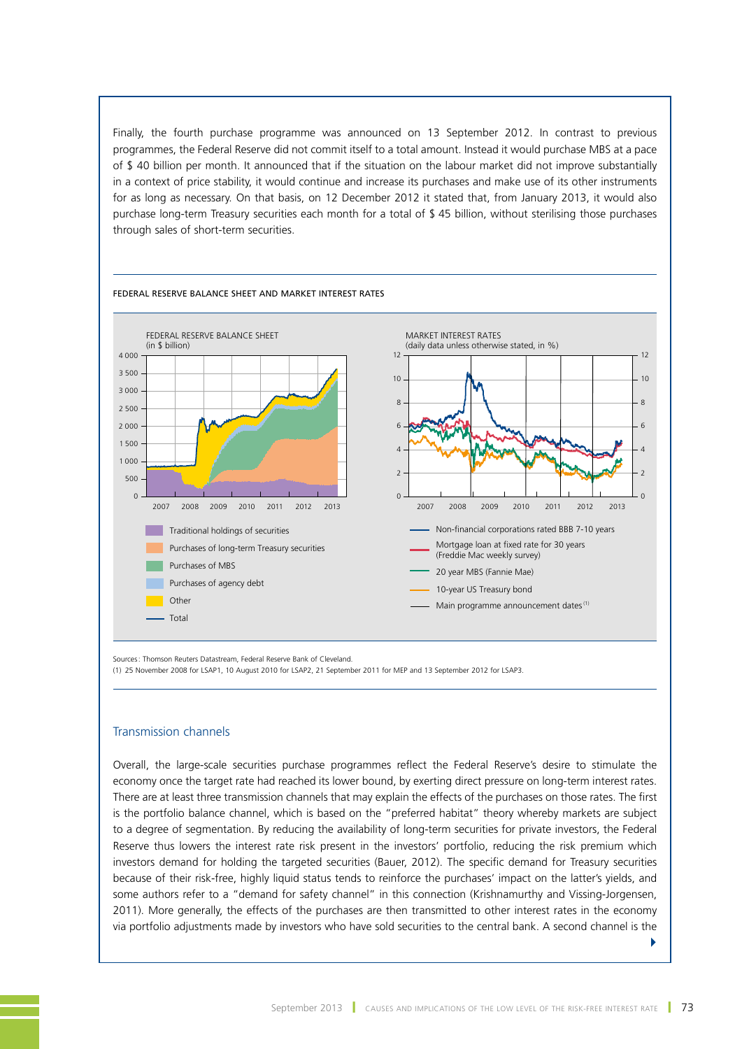Finally, the fourth purchase programme was announced on 13 September 2012. In contrast to previous programmes, the Federal Reserve did not commit itself to a total amount. Instead it would purchase MBS at a pace of $ 40 billion per month. It announced that if the situation on the labour market did not improve substantially in a context of price stability, it would continue and increase its purchases and make use of its other instruments for as long as necessary. On that basis, on 12 December 2012 it stated that, from January 2013, it would also purchase long-term Treasury securities each month for a total of $ 45 billion, without sterilising those purchases through sales of short-term securities.

FEDERAL RESERVE BALANCE SHEET AND MARKET INTEREST RATES

FEDERAL RESERVE BALANCE SHEET
(in $ billion)

- Traditional holdings of securities
- Purchases of long-term Treasury securities
- Purchases of MBS
- Purchases of agency debt
- Other
- Total

MARKET INTEREST RATES
(daily data unless otherwise stated, in %)

- Non-financial corporations rated BBB 7-10 years
- Mortgage loan at fixed rate for 30 years (Freddie Mac weekly survey)
- 20 year MBS (Fannie Mae)
- 10-year US Treasury bond
- Main programme announcement dates [1]

Sources: Thomson Reuters Datastream, Federal Reserve Bank of Cleveland.
(1) 25 November 2008 for LSAP1, 10 August 2010 for LSAP2, 21 September 2011 for MEP and 13 September 2012 for LSAP3.

## Transmission channels

Overall, the large-scale securities purchase programmes reflect the Federal Reserve's desire to stimulate the economy once the target rate had reached its lower bound, by exerting direct pressure on long-term interest rates. There are at least three transmission channels that may explain the effects of the purchases on those rates. The first is the portfolio balance channel, which is based on the "preferred habitat" theory whereby markets are subject to a degree of segmentation. By reducing the availability of long-term securities for private investors, the Federal Reserve thus lowers the interest rate risk present in the investors' portfolio, reducing the risk premium which investors demand for holding the targeted securities (Bauer, 2012). The specific demand for Treasury securities because of their risk-free, highly liquid status tends to reinforce the purchases' impact on the latter's yields, and some authors refer to a "demand for safety channel" in this connection (Krishnamurthy and Vissing-Jorgensen, 2011). More generally, the effects of the purchases are then transmitted to other interest rates in the economy via portfolio adjustments made by investors who have sold securities to the central bank. A second channel is the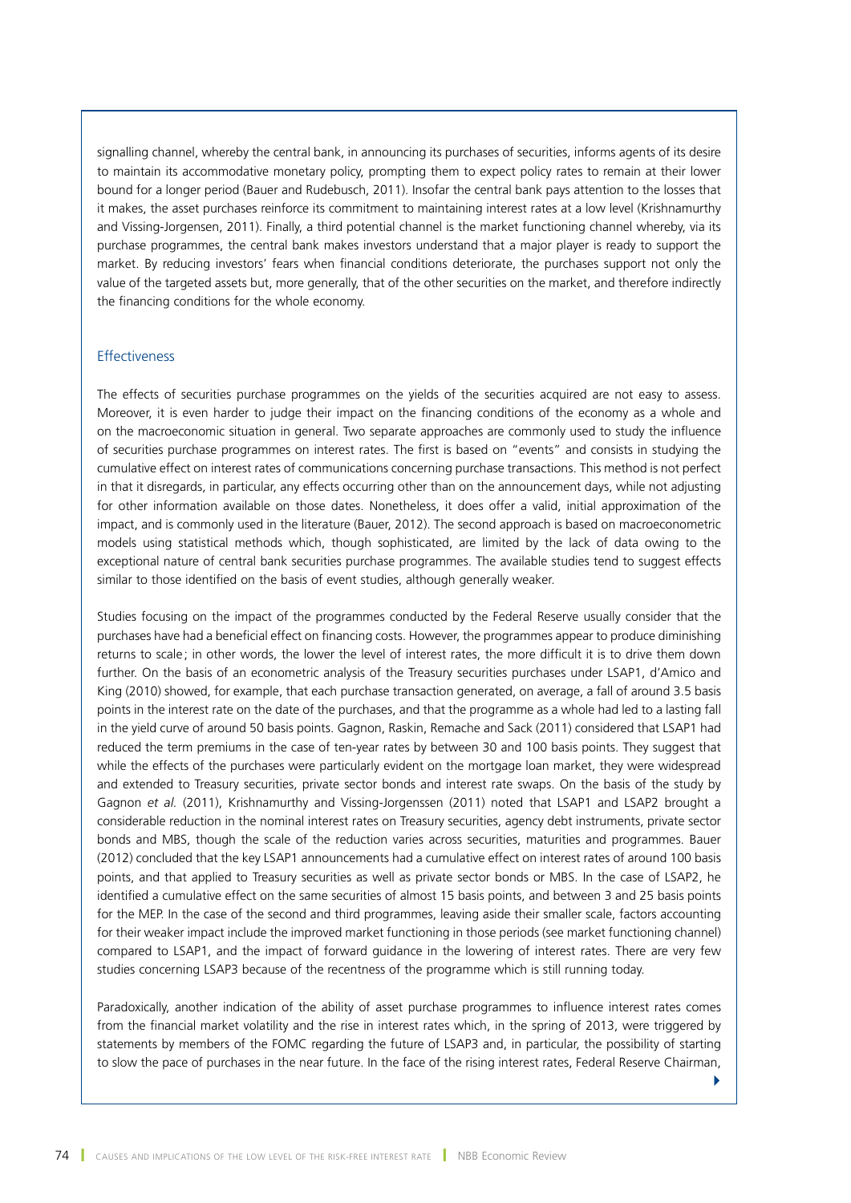signalling channel, whereby the central bank, in announcing its purchases of securities, informs agents of its desire to maintain its accommodative monetary policy, prompting them to expect policy rates to remain at their lower bound for a longer period (Bauer and Rudebusch, 2011). Insofar the central bank pays attention to the losses that it makes, the asset purchases reinforce its commitment to maintaining interest rates at a low level (Krishnamurthy and Vissing-Jorgensen, 2011). Finally, a third potential channel is the market functioning channel whereby, via its purchase programmes, the central bank makes investors understand that a major player is ready to support the market. By reducing investors' fears when financial conditions deteriorate, the purchases support not only the value of the targeted assets but, more generally, that of the other securities on the market, and therefore indirectly the financing conditions for the whole economy.

### Effectiveness

The effects of securities purchase programmes on the yields of the securities acquired are not easy to assess. Moreover, it is even harder to judge their impact on the financing conditions of the economy as a whole and on the macroeconomic situation in general. Two separate approaches are commonly used to study the influence of securities purchase programmes on interest rates. The first is based on "events" and consists in studying the cumulative effect on interest rates of communications concerning purchase transactions. This method is not perfect in that it disregards, in particular, any effects occurring other than on the announcement days, while not adjusting for other information available on those dates. Nonetheless, it does offer a valid, initial approximation of the impact, and is commonly used in the literature (Bauer, 2012). The second approach is based on macroeconometric models using statistical methods which, though sophisticated, are limited by the lack of data owing to the exceptional nature of central bank securities purchase programmes. The available studies tend to suggest effects similar to those identified on the basis of event studies, although generally weaker.

Studies focusing on the impact of the programmes conducted by the Federal Reserve usually consider that the purchases have had a beneficial effect on financing costs. However, the programmes appear to produce diminishing returns to scale; in other words, the lower the level of interest rates, the more difficult it is to drive them down further. On the basis of an econometric analysis of the Treasury securities purchases under LSAP1, d'Amico and King (2010) showed, for example, that each purchase transaction generated, on average, a fall of around 3.5 basis points in the interest rate on the date of the purchases, and that the programme as a whole had led to a lasting fall in the yield curve of around 50 basis points. Gagnon, Raskin, Remache and Sack (2011) considered that LSAP1 had reduced the term premiums in the case of ten-year rates by between 30 and 100 basis points. They suggest that while the effects of the purchases were particularly evident on the mortgage loan market, they were widespread and extended to Treasury securities, private sector bonds and interest rate swaps. On the basis of the study by Gagnon *et al.* (2011), Krishnamurthy and Vissing-Jorgenssen (2011) noted that LSAP1 and LSAP2 brought a considerable reduction in the nominal interest rates on Treasury securities, agency debt instruments, private sector bonds and MBS, though the scale of the reduction varies across securities, maturities and programmes. Bauer (2012) concluded that the key LSAP1 announcements had a cumulative effect on interest rates of around 100 basis points, and that applied to Treasury securities as well as private sector bonds or MBS. In the case of LSAP2, he identified a cumulative effect on the same securities of almost 15 basis points, and between 3 and 25 basis points for the MEP. In the case of the second and third programmes, leaving aside their smaller scale, factors accounting for their weaker impact include the improved market functioning in those periods (see market functioning channel) compared to LSAP1, and the impact of forward guidance in the lowering of interest rates. There are very few studies concerning LSAP3 because of the recentness of the programme which is still running today.

Paradoxically, another indication of the ability of asset purchase programmes to influence interest rates comes from the financial market volatility and the rise in interest rates which, in the spring of 2013, were triggered by statements by members of the FOMC regarding the future of LSAP3 and, in particular, the possibility of starting to slow the pace of purchases in the near future. In the face of the rising interest rates, Federal Reserve Chairman,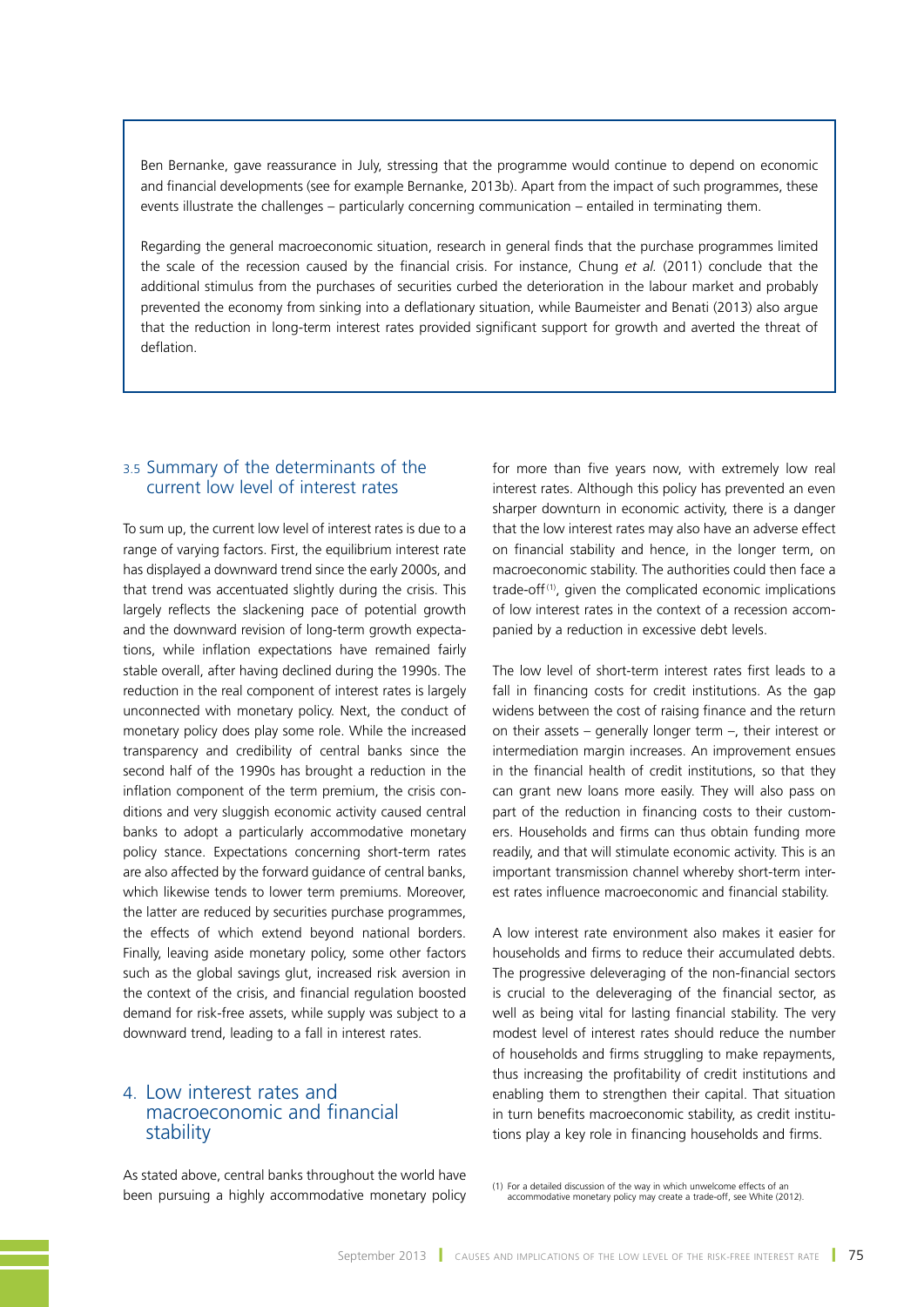Ben Bernanke, gave reassurance in July, stressing that the programme would continue to depend on economic and financial developments (see for example Bernanke, 2013b). Apart from the impact of such programmes, these events illustrate the challenges – particularly concerning communication – entailed in terminating them.

Regarding the general macroeconomic situation, research in general finds that the purchase programmes limited the scale of the recession caused by the financial crisis. For instance, Chung *et al.* (2011) conclude that the additional stimulus from the purchases of securities curbed the deterioration in the labour market and probably prevented the economy from sinking into a deflationary situation, while Baumeister and Benati (2013) also argue that the reduction in long-term interest rates provided significant support for growth and averted the threat of deflation.

### 3.5 Summary of the determinants of the current low level of interest rates

To sum up, the current low level of interest rates is due to a range of varying factors. First, the equilibrium interest rate has displayed a downward trend since the early 2000s, and that trend was accentuated slightly during the crisis. This largely reflects the slackening pace of potential growth and the downward revision of long-term growth expectations, while inflation expectations have remained fairly stable overall, after having declined during the 1990s. The reduction in the real component of interest rates is largely unconnected with monetary policy. Next, the conduct of monetary policy does play some role. While the increased transparency and credibility of central banks since the second half of the 1990s has brought a reduction in the inflation component of the term premium, the crisis conditions and very sluggish economic activity caused central banks to adopt a particularly accommodative monetary policy stance. Expectations concerning short-term rates are also affected by the forward guidance of central banks, which likewise tends to lower term premiums. Moreover, the latter are reduced by securities purchase programmes, the effects of which extend beyond national borders. Finally, leaving aside monetary policy, some other factors such as the global savings glut, increased risk aversion in the context of the crisis, and financial regulation boosted demand for risk-free assets, while supply was subject to a downward trend, leading to a fall in interest rates.

## 4. Low interest rates and macroeconomic and financial stability

As stated above, central banks throughout the world have been pursuing a highly accommodative monetary policy for more than five years now, with extremely low real interest rates. Although this policy has prevented an even sharper downturn in economic activity, there is a danger that the low interest rates may also have an adverse effect on financial stability and hence, in the longer term, on macroeconomic stability. The authorities could then face a trade-off[1], given the complicated economic implications of low interest rates in the context of a recession accompanied by a reduction in excessive debt levels.

The low level of short-term interest rates first leads to a fall in financing costs for credit institutions. As the gap widens between the cost of raising finance and the return on their assets – generally longer term –, their interest or intermediation margin increases. An improvement ensues in the financial health of credit institutions, so that they can grant new loans more easily. They will also pass on part of the reduction in financing costs to their customers. Households and firms can thus obtain funding more readily, and that will stimulate economic activity. This is an important transmission channel whereby short-term interest rates influence macroeconomic and financial stability.

A low interest rate environment also makes it easier for households and firms to reduce their accumulated debts. The progressive deleveraging of the non-financial sectors is crucial to the deleveraging of the financial sector, as well as being vital for lasting financial stability. The very modest level of interest rates should reduce the number of households and firms struggling to make repayments, thus increasing the profitability of credit institutions and enabling them to strengthen their capital. That situation in turn benefits macroeconomic stability, as credit institutions play a key role in financing households and firms.

(1) For a detailed discussion of the way in which unwelcome effects of an accommodative monetary policy may create a trade-off, see White (2012).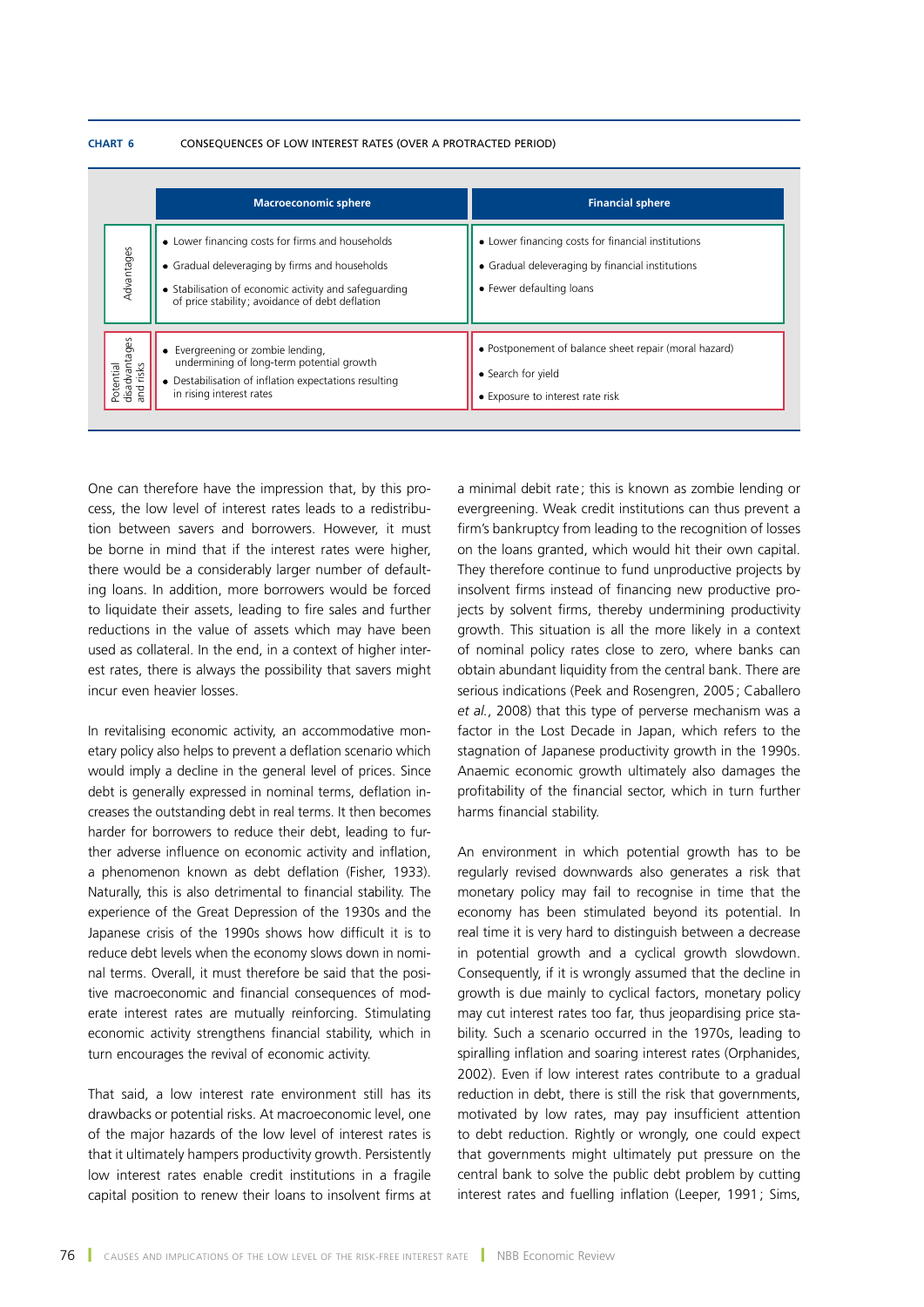**CHART 6** CONSEQUENCES OF LOW INTEREST RATES (OVER A PROTRACTED PERIOD)

| | Macroeconomic sphere | Financial sphere |
|---|---|---|
| Advantages | • Lower financing costs for firms and households<br>• Gradual deleveraging by firms and households<br>• Stabilisation of economic activity and safeguarding of price stability; avoidance of debt deflation | • Lower financing costs for financial institutions<br>• Gradual deleveraging by financial institutions<br>• Fewer defaulting loans |
| Potential disadvantages and risks | • Evergreening or zombie lending, undermining of long-term potential growth<br>• Destabilisation of inflation expectations resulting in rising interest rates | • Postponement of balance sheet repair (moral hazard)<br>• Search for yield<br>• Exposure to interest rate risk |

One can therefore have the impression that, by this process, the low level of interest rates leads to a redistribution between savers and borrowers. However, it must be borne in mind that if the interest rates were higher, there would be a considerably larger number of defaulting loans. In addition, more borrowers would be forced to liquidate their assets, leading to fire sales and further reductions in the value of assets which may have been used as collateral. In the end, in a context of higher interest rates, there is always the possibility that savers might incur even heavier losses.

In revitalising economic activity, an accommodative monetary policy also helps to prevent a deflation scenario which would imply a decline in the general level of prices. Since debt is generally expressed in nominal terms, deflation increases the outstanding debt in real terms. It then becomes harder for borrowers to reduce their debt, leading to further adverse influence on economic activity and inflation, a phenomenon known as debt deflation (Fisher, 1933). Naturally, this is also detrimental to financial stability. The experience of the Great Depression of the 1930s and the Japanese crisis of the 1990s shows how difficult it is to reduce debt levels when the economy slows down in nominal terms. Overall, it must therefore be said that the positive macroeconomic and financial consequences of moderate interest rates are mutually reinforcing. Stimulating economic activity strengthens financial stability, which in turn encourages the revival of economic activity.

That said, a low interest rate environment still has its drawbacks or potential risks. At macroeconomic level, one of the major hazards of the low level of interest rates is that it ultimately hampers productivity growth. Persistently low interest rates enable credit institutions in a fragile capital position to renew their loans to insolvent firms at a minimal debit rate; this is known as zombie lending or evergreening. Weak credit institutions can thus prevent a firm's bankruptcy from leading to the recognition of losses on the loans granted, which would hit their own capital. They therefore continue to fund unproductive projects by insolvent firms instead of financing new productive projects by solvent firms, thereby undermining productivity growth. This situation is all the more likely in a context of nominal policy rates close to zero, where banks can obtain abundant liquidity from the central bank. There are serious indications (Peek and Rosengren, 2005; Caballero *et al.*, 2008) that this type of perverse mechanism was a factor in the Lost Decade in Japan, which refers to the stagnation of Japanese productivity growth in the 1990s. Anaemic economic growth ultimately also damages the profitability of the financial sector, which in turn further harms financial stability.

An environment in which potential growth has to be regularly revised downwards also generates a risk that monetary policy may fail to recognise in time that the economy has been stimulated beyond its potential. In real time it is very hard to distinguish between a decrease in potential growth and a cyclical growth slowdown. Consequently, if it is wrongly assumed that the decline in growth is due mainly to cyclical factors, monetary policy may cut interest rates too far, thus jeopardising price stability. Such a scenario occurred in the 1970s, leading to spiralling inflation and soaring interest rates (Orphanides, 2002). Even if low interest rates contribute to a gradual reduction in debt, there is still the risk that governments, motivated by low rates, may pay insufficient attention to debt reduction. Rightly or wrongly, one could expect that governments might ultimately put pressure on the central bank to solve the public debt problem by cutting interest rates and fuelling inflation (Leeper, 1991; Sims,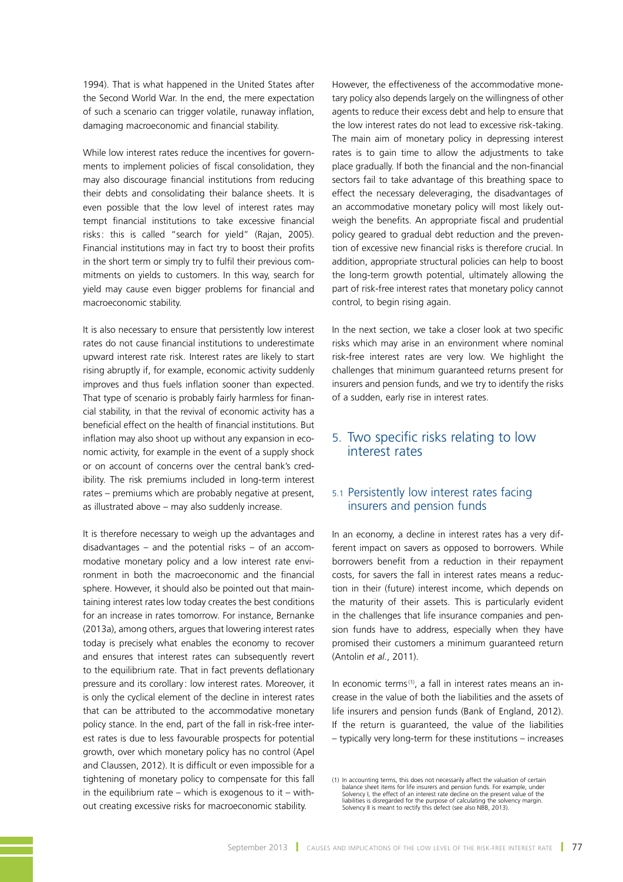1994). That is what happened in the United States after the Second World War. In the end, the mere expectation of such a scenario can trigger volatile, runaway inflation, damaging macroeconomic and financial stability.

While low interest rates reduce the incentives for governments to implement policies of fiscal consolidation, they may also discourage financial institutions from reducing their debts and consolidating their balance sheets. It is even possible that the low level of interest rates may tempt financial institutions to take excessive financial risks: this is called "search for yield" (Rajan, 2005). Financial institutions may in fact try to boost their profits in the short term or simply try to fulfil their previous commitments on yields to customers. In this way, search for yield may cause even bigger problems for financial and macroeconomic stability.

It is also necessary to ensure that persistently low interest rates do not cause financial institutions to underestimate upward interest rate risk. Interest rates are likely to start rising abruptly if, for example, economic activity suddenly improves and thus fuels inflation sooner than expected. That type of scenario is probably fairly harmless for financial stability, in that the revival of economic activity has a beneficial effect on the health of financial institutions. But inflation may also shoot up without any expansion in economic activity, for example in the event of a supply shock or on account of concerns over the central bank's credibility. The risk premiums included in long-term interest rates – premiums which are probably negative at present, as illustrated above – may also suddenly increase.

It is therefore necessary to weigh up the advantages and disadvantages – and the potential risks – of an accommodative monetary policy and a low interest rate environment in both the macroeconomic and the financial sphere. However, it should also be pointed out that maintaining interest rates low today creates the best conditions for an increase in rates tomorrow. For instance, Bernanke (2013a), among others, argues that lowering interest rates today is precisely what enables the economy to recover and ensures that interest rates can subsequently revert to the equilibrium rate. That in fact prevents deflationary pressure and its corollary: low interest rates. Moreover, it is only the cyclical element of the decline in interest rates that can be attributed to the accommodative monetary policy stance. In the end, part of the fall in risk-free interest rates is due to less favourable prospects for potential growth, over which monetary policy has no control (Apel and Claussen, 2012). It is difficult or even impossible for a tightening of monetary policy to compensate for this fall in the equilibrium rate – which is exogenous to it – without creating excessive risks for macroeconomic stability.

However, the effectiveness of the accommodative monetary policy also depends largely on the willingness of other agents to reduce their excess debt and help to ensure that the low interest rates do not lead to excessive risk-taking. The main aim of monetary policy in depressing interest rates is to gain time to allow the adjustments to take place gradually. If both the financial and the non-financial sectors fail to take advantage of this breathing space to effect the necessary deleveraging, the disadvantages of an accommodative monetary policy will most likely outweigh the benefits. An appropriate fiscal and prudential policy geared to gradual debt reduction and the prevention of excessive new financial risks is therefore crucial. In addition, appropriate structural policies can help to boost the long-term growth potential, ultimately allowing the part of risk-free interest rates that monetary policy cannot control, to begin rising again.

In the next section, we take a closer look at two specific risks which may arise in an environment where nominal risk-free interest rates are very low. We highlight the challenges that minimum guaranteed returns present for insurers and pension funds, and we try to identify the risks of a sudden, early rise in interest rates.

## 5. Two specific risks relating to low interest rates

### 5.1 Persistently low interest rates facing insurers and pension funds

In an economy, a decline in interest rates has a very different impact on savers as opposed to borrowers. While borrowers benefit from a reduction in their repayment costs, for savers the fall in interest rates means a reduction in their (future) interest income, which depends on the maturity of their assets. This is particularly evident in the challenges that life insurance companies and pension funds have to address, especially when they have promised their customers a minimum guaranteed return (Antolin *et al.*, 2011).

In economic terms[1], a fall in interest rates means an increase in the value of both the liabilities and the assets of life insurers and pension funds (Bank of England, 2012). If the return is guaranteed, the value of the liabilities – typically very long-term for these institutions – increases

(1) In accounting terms, this does not necessarily affect the valuation of certain balance sheet items for life insurers and pension funds. For example, under Solvency I, the effect of an interest rate decline on the present value of the liabilities is disregarded for the purpose of calculating the solvency margin. Solvency II is meant to rectify this defect (see also NBB, 2013).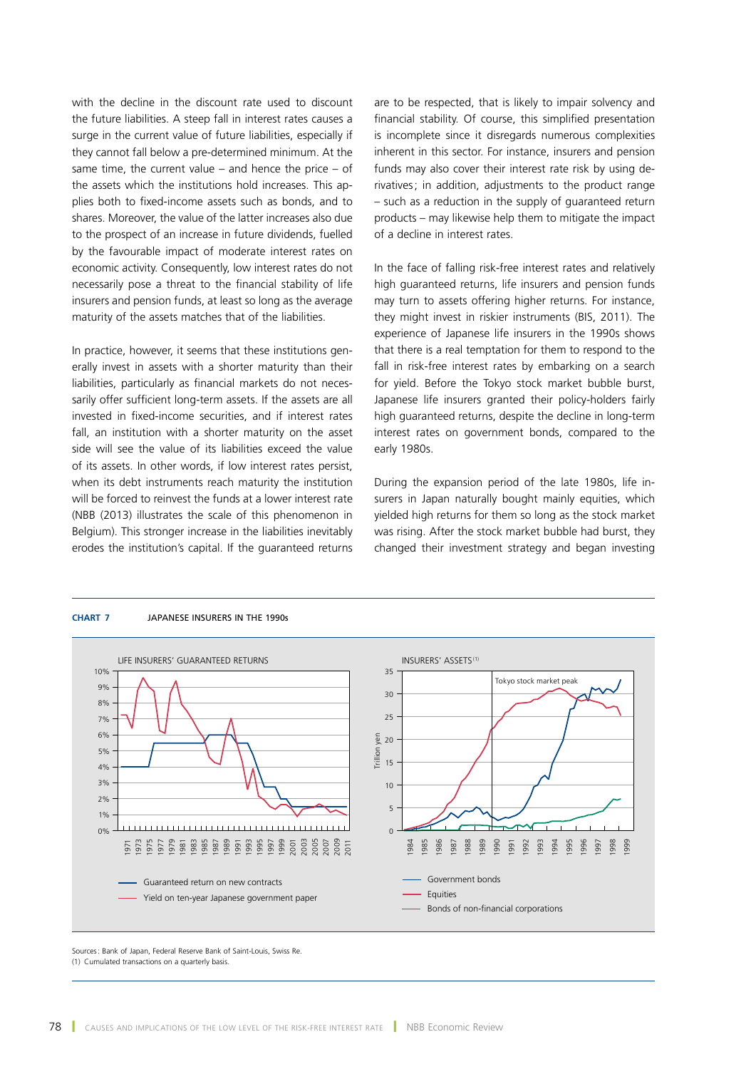with the decline in the discount rate used to discount the future liabilities. A steep fall in interest rates causes a surge in the current value of future liabilities, especially if they cannot fall below a pre-determined minimum. At the same time, the current value – and hence the price – of the assets which the institutions hold increases. This applies both to fixed-income assets such as bonds, and to shares. Moreover, the value of the latter increases also due to the prospect of an increase in future dividends, fuelled by the favourable impact of moderate interest rates on economic activity. Consequently, low interest rates do not necessarily pose a threat to the financial stability of life insurers and pension funds, at least so long as the average maturity of the assets matches that of the liabilities.

In practice, however, it seems that these institutions generally invest in assets with a shorter maturity than their liabilities, particularly as financial markets do not necessarily offer sufficient long-term assets. If the assets are all invested in fixed-income securities, and if interest rates fall, an institution with a shorter maturity on the asset side will see the value of its liabilities exceed the value of its assets. In other words, if low interest rates persist, when its debt instruments reach maturity the institution will be forced to reinvest the funds at a lower interest rate (NBB (2013) illustrates the scale of this phenomenon in Belgium). This stronger increase in the liabilities inevitably erodes the institution's capital. If the guaranteed returns are to be respected, that is likely to impair solvency and financial stability. Of course, this simplified presentation is incomplete since it disregards numerous complexities inherent in this sector. For instance, insurers and pension funds may also cover their interest rate risk by using derivatives; in addition, adjustments to the product range – such as a reduction in the supply of guaranteed return products – may likewise help them to mitigate the impact of a decline in interest rates.

In the face of falling risk-free interest rates and relatively high guaranteed returns, life insurers and pension funds may turn to assets offering higher returns. For instance, they might invest in riskier instruments (BIS, 2011). The experience of Japanese life insurers in the 1990s shows that there is a real temptation for them to respond to the fall in risk-free interest rates by embarking on a search for yield. Before the Tokyo stock market bubble burst, Japanese life insurers granted their policy-holders fairly high guaranteed returns, despite the decline in long-term interest rates on government bonds, compared to the early 1980s.

During the expansion period of the late 1980s, life insurers in Japan naturally bought mainly equities, which yielded high returns for them so long as the stock market was rising. After the stock market bubble had burst, they changed their investment strategy and began investing

**CHART 7** JAPANESE INSURERS IN THE 1990s

LIFE INSURERS' GUARANTEED RETURNS

- Guaranteed return on new contracts
- Yield on ten-year Japanese government paper

INSURERS' ASSETS [1]

- Government bonds
- Equities
- Bonds of non-financial corporations

Sources: Bank of Japan, Federal Reserve Bank of Saint-Louis, Swiss Re.
(1) Cumulated transactions on a quarterly basis.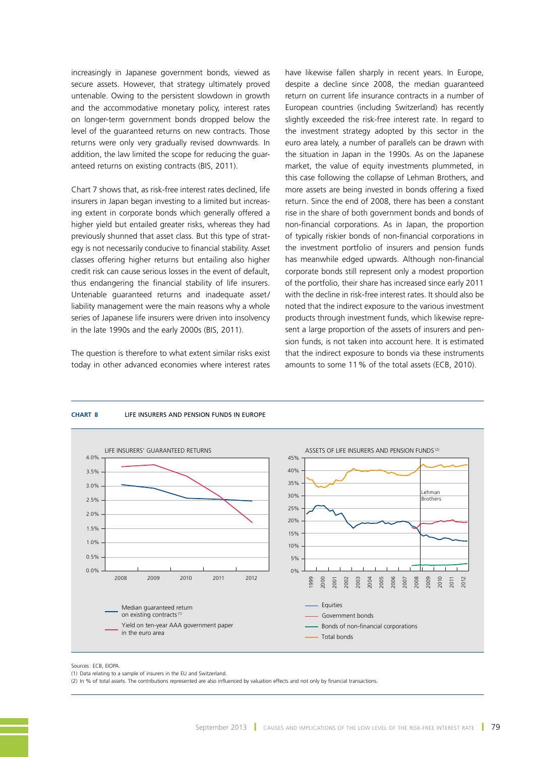increasingly in Japanese government bonds, viewed as secure assets. However, that strategy ultimately proved untenable. Owing to the persistent slowdown in growth and the accommodative monetary policy, interest rates on longer-term government bonds dropped below the level of the guaranteed returns on new contracts. Those returns were only very gradually revised downwards. In addition, the law limited the scope for reducing the guaranteed returns on existing contracts (BIS, 2011).

Chart 7 shows that, as risk-free interest rates declined, life insurers in Japan began investing to a limited but increasing extent in corporate bonds which generally offered a higher yield but entailed greater risks, whereas they had previously shunned that asset class. But this type of strategy is not necessarily conducive to financial stability. Asset classes offering higher returns but entailing also higher credit risk can cause serious losses in the event of default, thus endangering the financial stability of life insurers. Untenable guaranteed returns and inadequate asset/liability management were the main reasons why a whole series of Japanese life insurers were driven into insolvency in the late 1990s and the early 2000s (BIS, 2011).

The question is therefore to what extent similar risks exist today in other advanced economies where interest rates have likewise fallen sharply in recent years. In Europe, despite a decline since 2008, the median guaranteed return on current life insurance contracts in a number of European countries (including Switzerland) has recently slightly exceeded the risk-free interest rate. In regard to the investment strategy adopted by this sector in the euro area lately, a number of parallels can be drawn with the situation in Japan in the 1990s. As on the Japanese market, the value of equity investments plummeted, in this case following the collapse of Lehman Brothers, and more assets are being invested in bonds offering a fixed return. Since the end of 2008, there has been a constant rise in the share of both government bonds and bonds of non-financial corporations. As in Japan, the proportion of typically riskier bonds of non-financial corporations in the investment portfolio of insurers and pension funds has meanwhile edged upwards. Although non-financial corporate bonds still represent only a modest proportion of the portfolio, their share has increased since early 2011 with the decline in risk-free interest rates. It should also be noted that the indirect exposure to the various investment products through investment funds, which likewise represent a large proportion of the assets of insurers and pension funds, is not taken into account here. It is estimated that the indirect exposure to bonds via these instruments amounts to some 11 % of the total assets (ECB, 2010).

**CHART 8** LIFE INSURERS AND PENSION FUNDS IN EUROPE

LIFE INSURERS' GUARANTEED RETURNS

- Median guaranteed return on existing contracts (1)
- Yield on ten-year AAA government paper in the euro area

ASSETS OF LIFE INSURERS AND PENSION FUNDS (2)

- Equities
- Government bonds
- Bonds of non-financial corporations
- Total bonds

Sources: ECB, EIOPA.
(1) Data relating to a sample of insurers in the EU and Switzerland.
(2) In % of total assets. The contributions represented are also influenced by valuation effects and not only by financial transactions.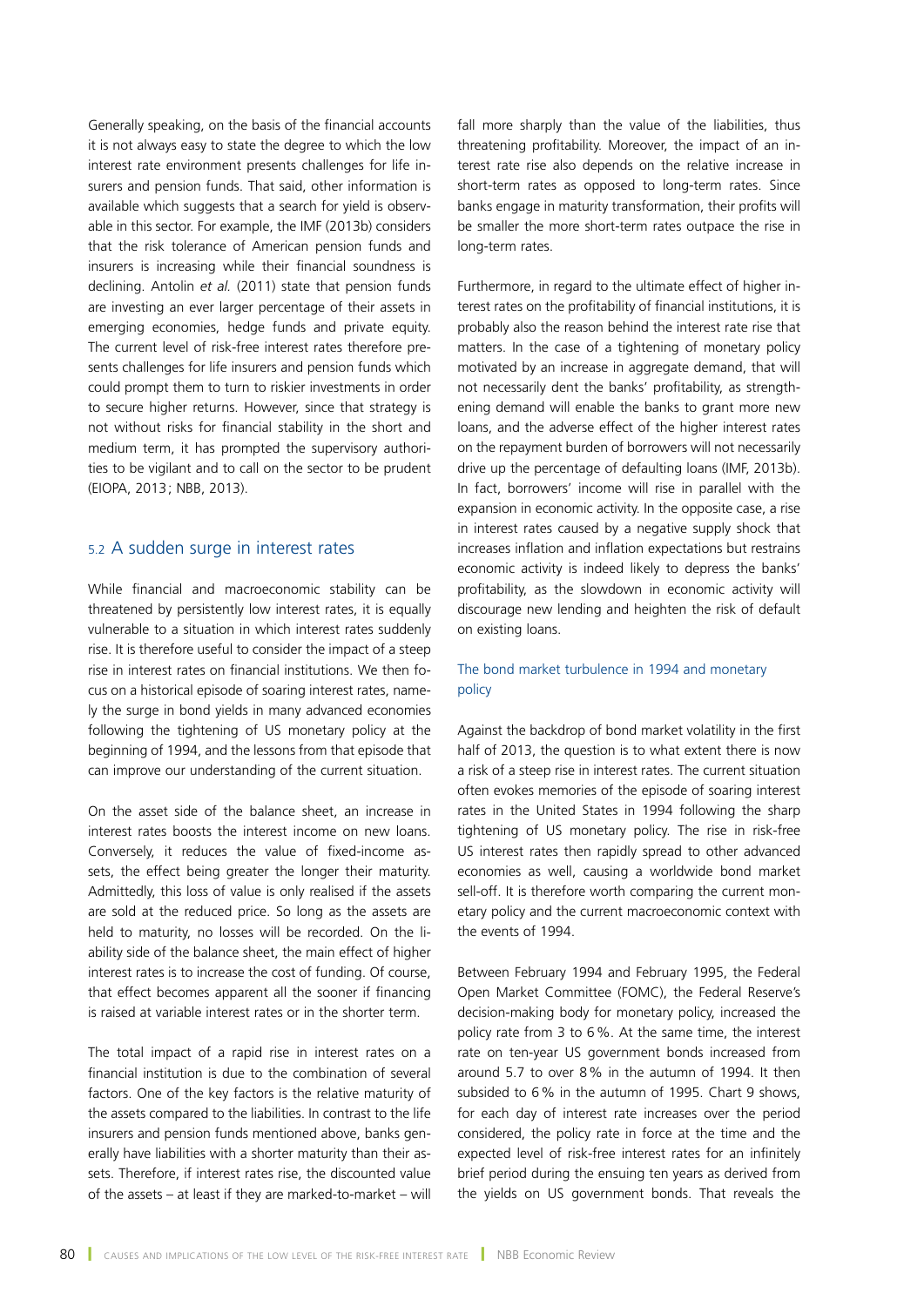Generally speaking, on the basis of the financial accounts it is not always easy to state the degree to which the low interest rate environment presents challenges for life insurers and pension funds. That said, other information is available which suggests that a search for yield is observable in this sector. For example, the IMF (2013b) considers that the risk tolerance of American pension funds and insurers is increasing while their financial soundness is declining. Antolin *et al.* (2011) state that pension funds are investing an ever larger percentage of their assets in emerging economies, hedge funds and private equity. The current level of risk-free interest rates therefore presents challenges for life insurers and pension funds which could prompt them to turn to riskier investments in order to secure higher returns. However, since that strategy is not without risks for financial stability in the short and medium term, it has prompted the supervisory authorities to be vigilant and to call on the sector to be prudent (EIOPA, 2013 ; NBB, 2013).

## 5.2 A sudden surge in interest rates

While financial and macroeconomic stability can be threatened by persistently low interest rates, it is equally vulnerable to a situation in which interest rates suddenly rise. It is therefore useful to consider the impact of a steep rise in interest rates on financial institutions. We then focus on a historical episode of soaring interest rates, namely the surge in bond yields in many advanced economies following the tightening of US monetary policy at the beginning of 1994, and the lessons from that episode that can improve our understanding of the current situation.

On the asset side of the balance sheet, an increase in interest rates boosts the interest income on new loans. Conversely, it reduces the value of fixed-income assets, the effect being greater the longer their maturity. Admittedly, this loss of value is only realised if the assets are sold at the reduced price. So long as the assets are held to maturity, no losses will be recorded. On the liability side of the balance sheet, the main effect of higher interest rates is to increase the cost of funding. Of course, that effect becomes apparent all the sooner if financing is raised at variable interest rates or in the shorter term.

The total impact of a rapid rise in interest rates on a financial institution is due to the combination of several factors. One of the key factors is the relative maturity of the assets compared to the liabilities. In contrast to the life insurers and pension funds mentioned above, banks generally have liabilities with a shorter maturity than their assets. Therefore, if interest rates rise, the discounted value of the assets – at least if they are marked-to-market – will fall more sharply than the value of the liabilities, thus threatening profitability. Moreover, the impact of an interest rate rise also depends on the relative increase in short-term rates as opposed to long-term rates. Since banks engage in maturity transformation, their profits will be smaller the more short-term rates outpace the rise in long-term rates.

Furthermore, in regard to the ultimate effect of higher interest rates on the profitability of financial institutions, it is probably also the reason behind the interest rate rise that matters. In the case of a tightening of monetary policy motivated by an increase in aggregate demand, that will not necessarily dent the banks' profitability, as strengthening demand will enable the banks to grant more new loans, and the adverse effect of the higher interest rates on the repayment burden of borrowers will not necessarily drive up the percentage of defaulting loans (IMF, 2013b). In fact, borrowers' income will rise in parallel with the expansion in economic activity. In the opposite case, a rise in interest rates caused by a negative supply shock that increases inflation and inflation expectations but restrains economic activity is indeed likely to depress the banks' profitability, as the slowdown in economic activity will discourage new lending and heighten the risk of default on existing loans.

### The bond market turbulence in 1994 and monetary policy

Against the backdrop of bond market volatility in the first half of 2013, the question is to what extent there is now a risk of a steep rise in interest rates. The current situation often evokes memories of the episode of soaring interest rates in the United States in 1994 following the sharp tightening of US monetary policy. The rise in risk-free US interest rates then rapidly spread to other advanced economies as well, causing a worldwide bond market sell-off. It is therefore worth comparing the current monetary policy and the current macroeconomic context with the events of 1994.

Between February 1994 and February 1995, the Federal Open Market Committee (FOMC), the Federal Reserve's decision-making body for monetary policy, increased the policy rate from 3 to 6 %. At the same time, the interest rate on ten-year US government bonds increased from around 5.7 to over 8 % in the autumn of 1994. It then subsided to 6 % in the autumn of 1995. Chart 9 shows, for each day of interest rate increases over the period considered, the policy rate in force at the time and the expected level of risk-free interest rates for an infinitely brief period during the ensuing ten years as derived from the yields on US government bonds. That reveals the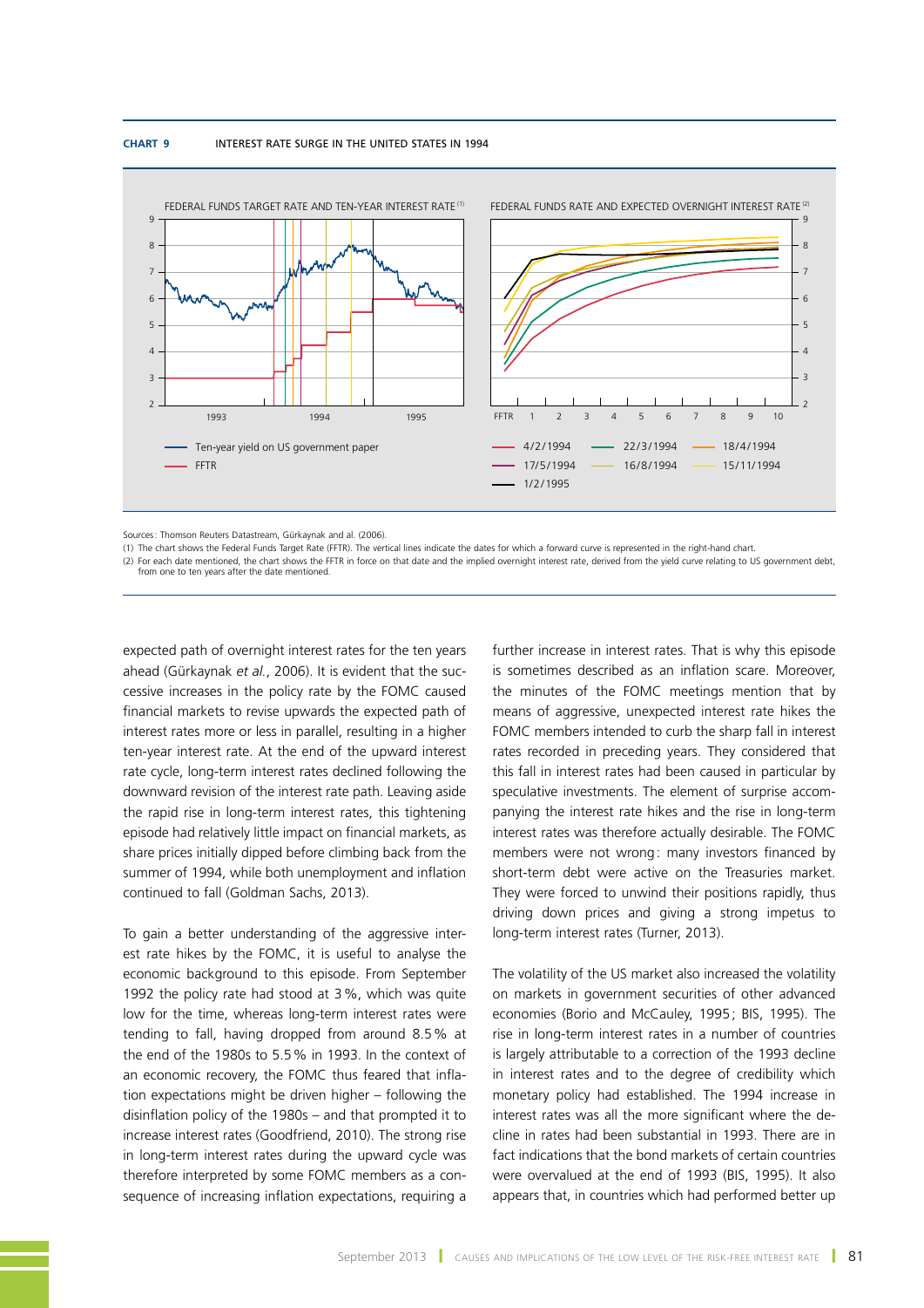**CHART 9** INTEREST RATE SURGE IN THE UNITED STATES IN 1994

FEDERAL FUNDS TARGET RATE AND TEN-YEAR INTEREST RATE (1)

FEDERAL FUNDS RATE AND EXPECTED OVERNIGHT INTEREST RATE (2)

Ten-year yield on US government paper
FFTR

4/2/1994, 22/3/1994, 18/4/1994, 17/5/1994, 16/8/1994, 15/11/1994, 1/2/1995

Sources: Thomson Reuters Datastream, Gürkaynak and al. (2006).

(1) The chart shows the Federal Funds Target Rate (FFTR). The vertical lines indicate the dates for which a forward curve is represented in the right-hand chart.

(2) For each date mentioned, the chart shows the FFTR in force on that date and the implied overnight interest rate, derived from the yield curve relating to US government debt, from one to ten years after the date mentioned.

expected path of overnight interest rates for the ten years ahead (Gürkaynak *et al.*, 2006). It is evident that the successive increases in the policy rate by the FOMC caused financial markets to revise upwards the expected path of interest rates more or less in parallel, resulting in a higher ten-year interest rate. At the end of the upward interest rate cycle, long-term interest rates declined following the downward revision of the interest rate path. Leaving aside the rapid rise in long-term interest rates, this tightening episode had relatively little impact on financial markets, as share prices initially dipped before climbing back from the summer of 1994, while both unemployment and inflation continued to fall (Goldman Sachs, 2013).

To gain a better understanding of the aggressive interest rate hikes by the FOMC, it is useful to analyse the economic background to this episode. From September 1992 the policy rate had stood at 3 %, which was quite low for the time, whereas long-term interest rates were tending to fall, having dropped from around 8.5 % at the end of the 1980s to 5.5 % in 1993. In the context of an economic recovery, the FOMC thus feared that inflation expectations might be driven higher – following the disinflation policy of the 1980s – and that prompted it to increase interest rates (Goodfriend, 2010). The strong rise in long-term interest rates during the upward cycle was therefore interpreted by some FOMC members as a consequence of increasing inflation expectations, requiring a further increase in interest rates. That is why this episode is sometimes described as an inflation scare. Moreover, the minutes of the FOMC meetings mention that by means of aggressive, unexpected interest rate hikes the FOMC members intended to curb the sharp fall in interest rates recorded in preceding years. They considered that this fall in interest rates had been caused in particular by speculative investments. The element of surprise accompanying the interest rate hikes and the rise in long-term interest rates was therefore actually desirable. The FOMC members were not wrong: many investors financed by short-term debt were active on the Treasuries market. They were forced to unwind their positions rapidly, thus driving down prices and giving a strong impetus to long-term interest rates (Turner, 2013).

The volatility of the US market also increased the volatility on markets in government securities of other advanced economies (Borio and McCauley, 1995; BIS, 1995). The rise in long-term interest rates in a number of countries is largely attributable to a correction of the 1993 decline in interest rates and to the degree of credibility which monetary policy had established. The 1994 increase in interest rates was all the more significant where the decline in rates had been substantial in 1993. There are in fact indications that the bond markets of certain countries were overvalued at the end of 1993 (BIS, 1995). It also appears that, in countries which had performed better up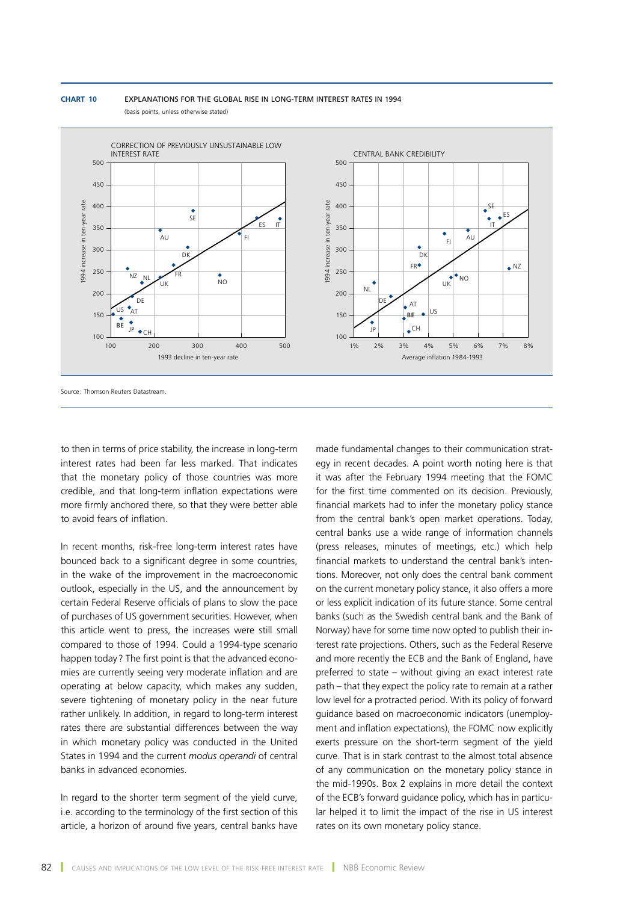**CHART 10** EXPLANATIONS FOR THE GLOBAL RISE IN LONG-TERM INTEREST RATES IN 1994

(basis points, unless otherwise stated)

Source: Thomson Reuters Datastream.

to then in terms of price stability, the increase in long-term interest rates had been far less marked. That indicates that the monetary policy of those countries was more credible, and that long-term inflation expectations were more firmly anchored there, so that they were better able to avoid fears of inflation.

In recent months, risk-free long-term interest rates have bounced back to a significant degree in some countries, in the wake of the improvement in the macroeconomic outlook, especially in the US, and the announcement by certain Federal Reserve officials of plans to slow the pace of purchases of US government securities. However, when this article went to press, the increases were still small compared to those of 1994. Could a 1994-type scenario happen today? The first point is that the advanced economies are currently seeing very moderate inflation and are operating at below capacity, which makes any sudden, severe tightening of monetary policy in the near future rather unlikely. In addition, in regard to long-term interest rates there are substantial differences between the way in which monetary policy was conducted in the United States in 1994 and the current *modus operandi* of central banks in advanced economies.

In regard to the shorter term segment of the yield curve, i.e. according to the terminology of the first section of this article, a horizon of around five years, central banks have made fundamental changes to their communication strategy in recent decades. A point worth noting here is that it was after the February 1994 meeting that the FOMC for the first time commented on its decision. Previously, financial markets had to infer the monetary policy stance from the central bank's open market operations. Today, central banks use a wide range of information channels (press releases, minutes of meetings, etc.) which help financial markets to understand the central bank's intentions. Moreover, not only does the central bank comment on the current monetary policy stance, it also offers a more or less explicit indication of its future stance. Some central banks (such as the Swedish central bank and the Bank of Norway) have for some time now opted to publish their interest rate projections. Others, such as the Federal Reserve and more recently the ECB and the Bank of England, have preferred to state – without giving an exact interest rate path – that they expect the policy rate to remain at a rather low level for a protracted period. With its policy of forward guidance based on macroeconomic indicators (unemployment and inflation expectations), the FOMC now explicitly exerts pressure on the short-term segment of the yield curve. That is in stark contrast to the almost total absence of any communication on the monetary policy stance in the mid-1990s. Box 2 explains in more detail the context of the ECB's forward guidance policy, which has in particular helped it to limit the impact of the rise in US interest rates on its own monetary policy stance.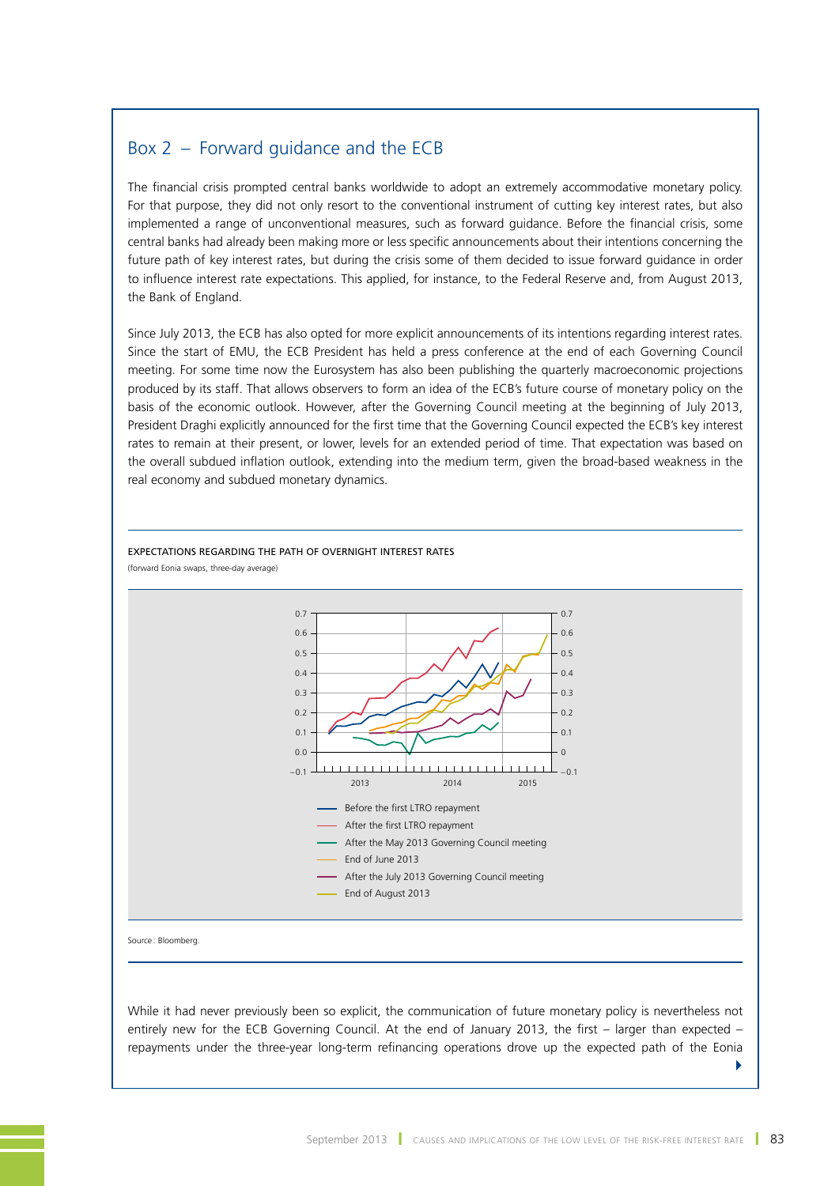## Box 2 – Forward guidance and the ECB

The financial crisis prompted central banks worldwide to adopt an extremely accommodative monetary policy. For that purpose, they did not only resort to the conventional instrument of cutting key interest rates, but also implemented a range of unconventional measures, such as forward guidance. Before the financial crisis, some central banks had already been making more or less specific announcements about their intentions concerning the future path of key interest rates, but during the crisis some of them decided to issue forward guidance in order to influence interest rate expectations. This applied, for instance, to the Federal Reserve and, from August 2013, the Bank of England.

Since July 2013, the ECB has also opted for more explicit announcements of its intentions regarding interest rates. Since the start of EMU, the ECB President has held a press conference at the end of each Governing Council meeting. For some time now the Eurosystem has also been publishing the quarterly macroeconomic projections produced by its staff. That allows observers to form an idea of the ECB's future course of monetary policy on the basis of the economic outlook. However, after the Governing Council meeting at the beginning of July 2013, President Draghi explicitly announced for the first time that the Governing Council expected the ECB's key interest rates to remain at their present, or lower, levels for an extended period of time. That expectation was based on the overall subdued inflation outlook, extending into the medium term, given the broad-based weakness in the real economy and subdued monetary dynamics.

EXPECTATIONS REGARDING THE PATH OF OVERNIGHT INTEREST RATES

(forward Eonia swaps, three-day average)

Source: Bloomberg.

While it had never previously been so explicit, the communication of future monetary policy is nevertheless not entirely new for the ECB Governing Council. At the end of January 2013, the first – larger than expected – repayments under the three-year long-term refinancing operations drove up the expected path of the Eonia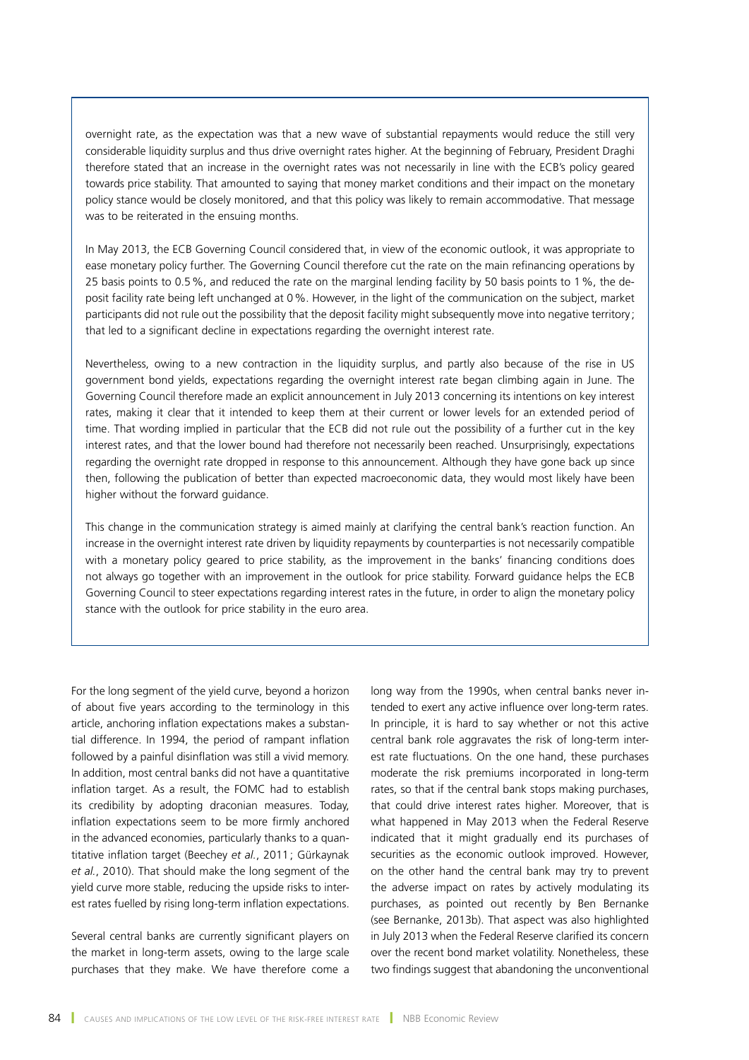overnight rate, as the expectation was that a new wave of substantial repayments would reduce the still very considerable liquidity surplus and thus drive overnight rates higher. At the beginning of February, President Draghi therefore stated that an increase in the overnight rates was not necessarily in line with the ECB's policy geared towards price stability. That amounted to saying that money market conditions and their impact on the monetary policy stance would be closely monitored, and that this policy was likely to remain accommodative. That message was to be reiterated in the ensuing months.

In May 2013, the ECB Governing Council considered that, in view of the economic outlook, it was appropriate to ease monetary policy further. The Governing Council therefore cut the rate on the main refinancing operations by 25 basis points to 0.5 %, and reduced the rate on the marginal lending facility by 50 basis points to 1 %, the deposit facility rate being left unchanged at 0 %. However, in the light of the communication on the subject, market participants did not rule out the possibility that the deposit facility might subsequently move into negative territory; that led to a significant decline in expectations regarding the overnight interest rate.

Nevertheless, owing to a new contraction in the liquidity surplus, and partly also because of the rise in US government bond yields, expectations regarding the overnight interest rate began climbing again in June. The Governing Council therefore made an explicit announcement in July 2013 concerning its intentions on key interest rates, making it clear that it intended to keep them at their current or lower levels for an extended period of time. That wording implied in particular that the ECB did not rule out the possibility of a further cut in the key interest rates, and that the lower bound had therefore not necessarily been reached. Unsurprisingly, expectations regarding the overnight rate dropped in response to this announcement. Although they have gone back up since then, following the publication of better than expected macroeconomic data, they would most likely have been higher without the forward guidance.

This change in the communication strategy is aimed mainly at clarifying the central bank's reaction function. An increase in the overnight interest rate driven by liquidity repayments by counterparties is not necessarily compatible with a monetary policy geared to price stability, as the improvement in the banks' financing conditions does not always go together with an improvement in the outlook for price stability. Forward guidance helps the ECB Governing Council to steer expectations regarding interest rates in the future, in order to align the monetary policy stance with the outlook for price stability in the euro area.

For the long segment of the yield curve, beyond a horizon of about five years according to the terminology in this article, anchoring inflation expectations makes a substantial difference. In 1994, the period of rampant inflation followed by a painful disinflation was still a vivid memory. In addition, most central banks did not have a quantitative inflation target. As a result, the FOMC had to establish its credibility by adopting draconian measures. Today, inflation expectations seem to be more firmly anchored in the advanced economies, particularly thanks to a quantitative inflation target (Beechey *et al.*, 2011; Gürkaynak *et al.*, 2010). That should make the long segment of the yield curve more stable, reducing the upside risks to interest rates fuelled by rising long-term inflation expectations.

Several central banks are currently significant players on the market in long-term assets, owing to the large scale purchases that they make. We have therefore come a long way from the 1990s, when central banks never intended to exert any active influence over long-term rates. In principle, it is hard to say whether or not this active central bank role aggravates the risk of long-term interest rate fluctuations. On the one hand, these purchases moderate the risk premiums incorporated in long-term rates, so that if the central bank stops making purchases, that could drive interest rates higher. Moreover, that is what happened in May 2013 when the Federal Reserve indicated that it might gradually end its purchases of securities as the economic outlook improved. However, on the other hand the central bank may try to prevent the adverse impact on rates by actively modulating its purchases, as pointed out recently by Ben Bernanke (see Bernanke, 2013b). That aspect was also highlighted in July 2013 when the Federal Reserve clarified its concern over the recent bond market volatility. Nonetheless, these two findings suggest that abandoning the unconventional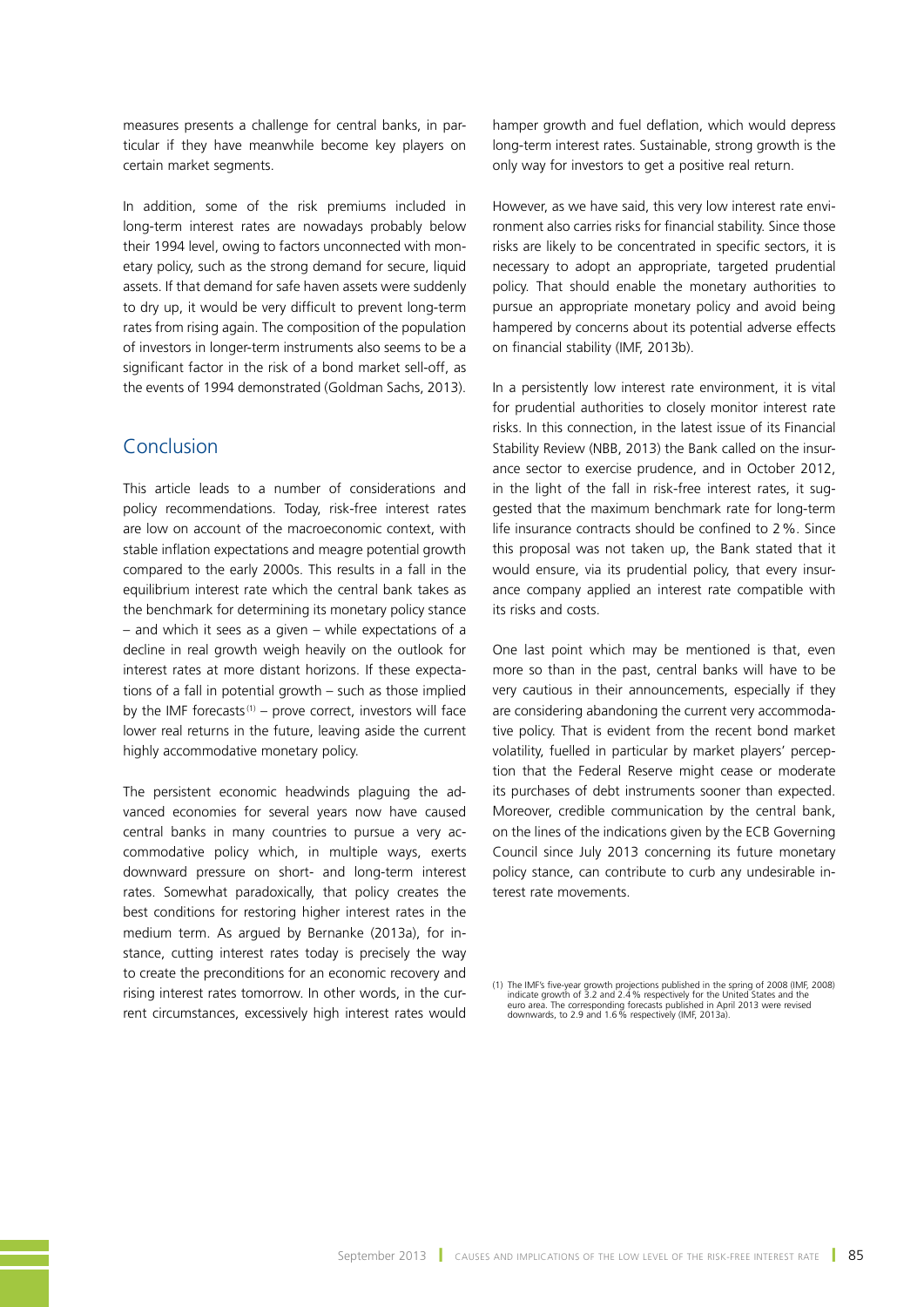measures presents a challenge for central banks, in particular if they have meanwhile become key players on certain market segments.

In addition, some of the risk premiums included in long-term interest rates are nowadays probably below their 1994 level, owing to factors unconnected with monetary policy, such as the strong demand for secure, liquid assets. If that demand for safe haven assets were suddenly to dry up, it would be very difficult to prevent long-term rates from rising again. The composition of the population of investors in longer-term instruments also seems to be a significant factor in the risk of a bond market sell-off, as the events of 1994 demonstrated (Goldman Sachs, 2013).

## Conclusion

This article leads to a number of considerations and policy recommendations. Today, risk-free interest rates are low on account of the macroeconomic context, with stable inflation expectations and meagre potential growth compared to the early 2000s. This results in a fall in the equilibrium interest rate which the central bank takes as the benchmark for determining its monetary policy stance – and which it sees as a given – while expectations of a decline in real growth weigh heavily on the outlook for interest rates at more distant horizons. If these expectations of a fall in potential growth – such as those implied by the IMF forecasts[1] – prove correct, investors will face lower real returns in the future, leaving aside the current highly accommodative monetary policy.

The persistent economic headwinds plaguing the advanced economies for several years now have caused central banks in many countries to pursue a very accommodative policy which, in multiple ways, exerts downward pressure on short- and long-term interest rates. Somewhat paradoxically, that policy creates the best conditions for restoring higher interest rates in the medium term. As argued by Bernanke (2013a), for instance, cutting interest rates today is precisely the way to create the preconditions for an economic recovery and rising interest rates tomorrow. In other words, in the current circumstances, excessively high interest rates would hamper growth and fuel deflation, which would depress long-term interest rates. Sustainable, strong growth is the only way for investors to get a positive real return.

However, as we have said, this very low interest rate environment also carries risks for financial stability. Since those risks are likely to be concentrated in specific sectors, it is necessary to adopt an appropriate, targeted prudential policy. That should enable the monetary authorities to pursue an appropriate monetary policy and avoid being hampered by concerns about its potential adverse effects on financial stability (IMF, 2013b).

In a persistently low interest rate environment, it is vital for prudential authorities to closely monitor interest rate risks. In this connection, in the latest issue of its Financial Stability Review (NBB, 2013) the Bank called on the insurance sector to exercise prudence, and in October 2012, in the light of the fall in risk-free interest rates, it suggested that the maximum benchmark rate for long-term life insurance contracts should be confined to 2 %. Since this proposal was not taken up, the Bank stated that it would ensure, via its prudential policy, that every insurance company applied an interest rate compatible with its risks and costs.

One last point which may be mentioned is that, even more so than in the past, central banks will have to be very cautious in their announcements, especially if they are considering abandoning the current very accommodative policy. That is evident from the recent bond market volatility, fuelled in particular by market players' perception that the Federal Reserve might cease or moderate its purchases of debt instruments sooner than expected. Moreover, credible communication by the central bank, on the lines of the indications given by the ECB Governing Council since July 2013 concerning its future monetary policy stance, can contribute to curb any undesirable interest rate movements.

(1) The IMF's five-year growth projections published in the spring of 2008 (IMF, 2008) indicate growth of 3.2 and 2.4 % respectively for the United States and the euro area. The corresponding forecasts published in April 2013 were revised downwards, to 2.9 and 1.6 % respectively (IMF, 2013a).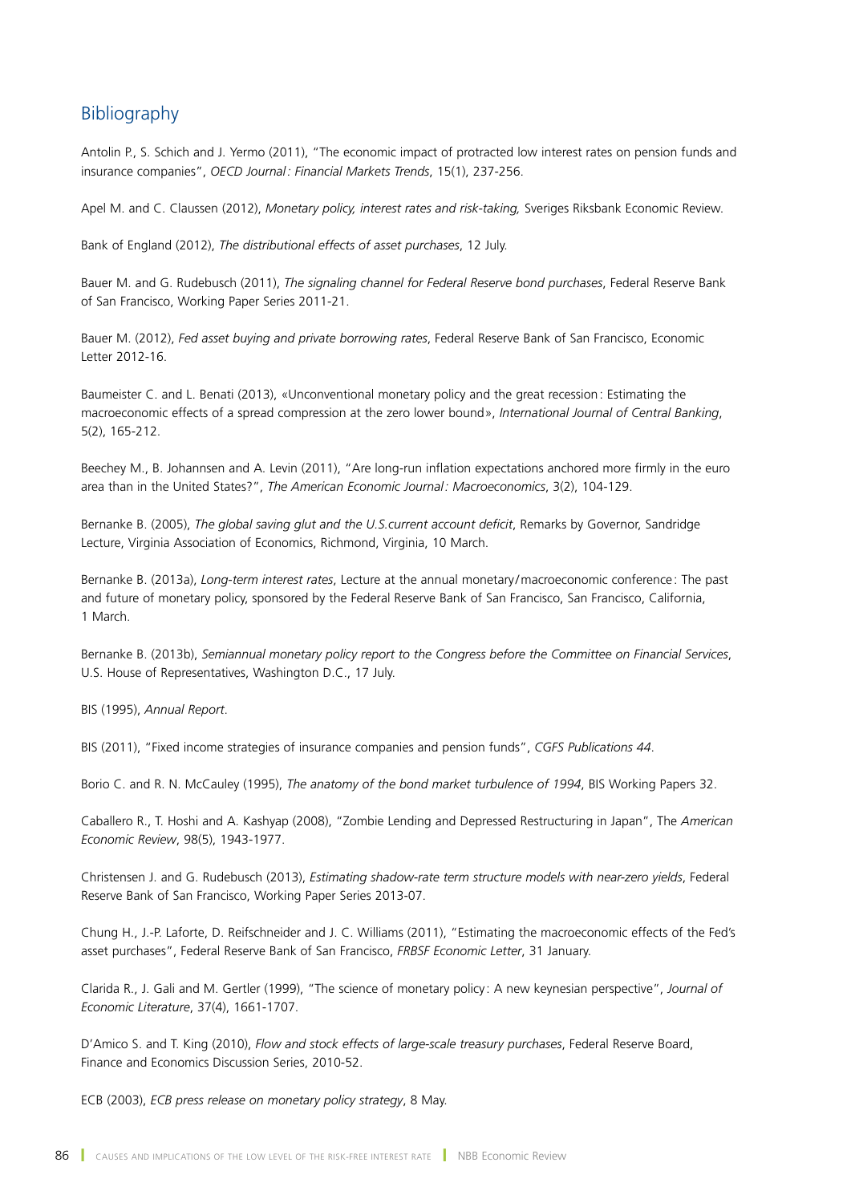## Bibliography

Antolin P., S. Schich and J. Yermo (2011), "The economic impact of protracted low interest rates on pension funds and insurance companies", *OECD Journal : Financial Markets Trends*, 15(1), 237-256.

Apel M. and C. Claussen (2012), *Monetary policy, interest rates and risk-taking,* Sveriges Riksbank Economic Review.

Bank of England (2012), *The distributional effects of asset purchases*, 12 July.

Bauer M. and G. Rudebusch (2011), *The signaling channel for Federal Reserve bond purchases*, Federal Reserve Bank of San Francisco, Working Paper Series 2011-21.

Bauer M. (2012), *Fed asset buying and private borrowing rates*, Federal Reserve Bank of San Francisco, Economic Letter 2012-16.

Baumeister C. and L. Benati (2013), «Unconventional monetary policy and the great recession : Estimating the macroeconomic effects of a spread compression at the zero lower bound», *International Journal of Central Banking*, 5(2), 165-212.

Beechey M., B. Johannsen and A. Levin (2011), "Are long-run inflation expectations anchored more firmly in the euro area than in the United States?", *The American Economic Journal : Macroeconomics*, 3(2), 104-129.

Bernanke B. (2005), *The global saving glut and the U.S.current account deficit*, Remarks by Governor, Sandridge Lecture, Virginia Association of Economics, Richmond, Virginia, 10 March.

Bernanke B. (2013a), *Long-term interest rates*, Lecture at the annual monetary/macroeconomic conference : The past and future of monetary policy, sponsored by the Federal Reserve Bank of San Francisco, San Francisco, California, 1 March.

Bernanke B. (2013b), *Semiannual monetary policy report to the Congress before the Committee on Financial Services*, U.S. House of Representatives, Washington D.C., 17 July.

BIS (1995), *Annual Report*.

BIS (2011), "Fixed income strategies of insurance companies and pension funds", *CGFS Publications 44.*

Borio C. and R. N. McCauley (1995), *The anatomy of the bond market turbulence of 1994*, BIS Working Papers 32.

Caballero R., T. Hoshi and A. Kashyap (2008), "Zombie Lending and Depressed Restructuring in Japan", The *American Economic Review*, 98(5), 1943-1977.

Christensen J. and G. Rudebusch (2013), *Estimating shadow-rate term structure models with near-zero yields*, Federal Reserve Bank of San Francisco, Working Paper Series 2013-07.

Chung H., J.-P. Laforte, D. Reifschneider and J. C. Williams (2011), "Estimating the macroeconomic effects of the Fed's asset purchases", Federal Reserve Bank of San Francisco, *FRBSF Economic Letter*, 31 January.

Clarida R., J. Gali and M. Gertler (1999), "The science of monetary policy : A new keynesian perspective", *Journal of Economic Literature*, 37(4), 1661-1707.

D'Amico S. and T. King (2010), *Flow and stock effects of large-scale treasury purchases*, Federal Reserve Board, Finance and Economics Discussion Series, 2010-52.

ECB (2003), *ECB press release on monetary policy strategy*, 8 May.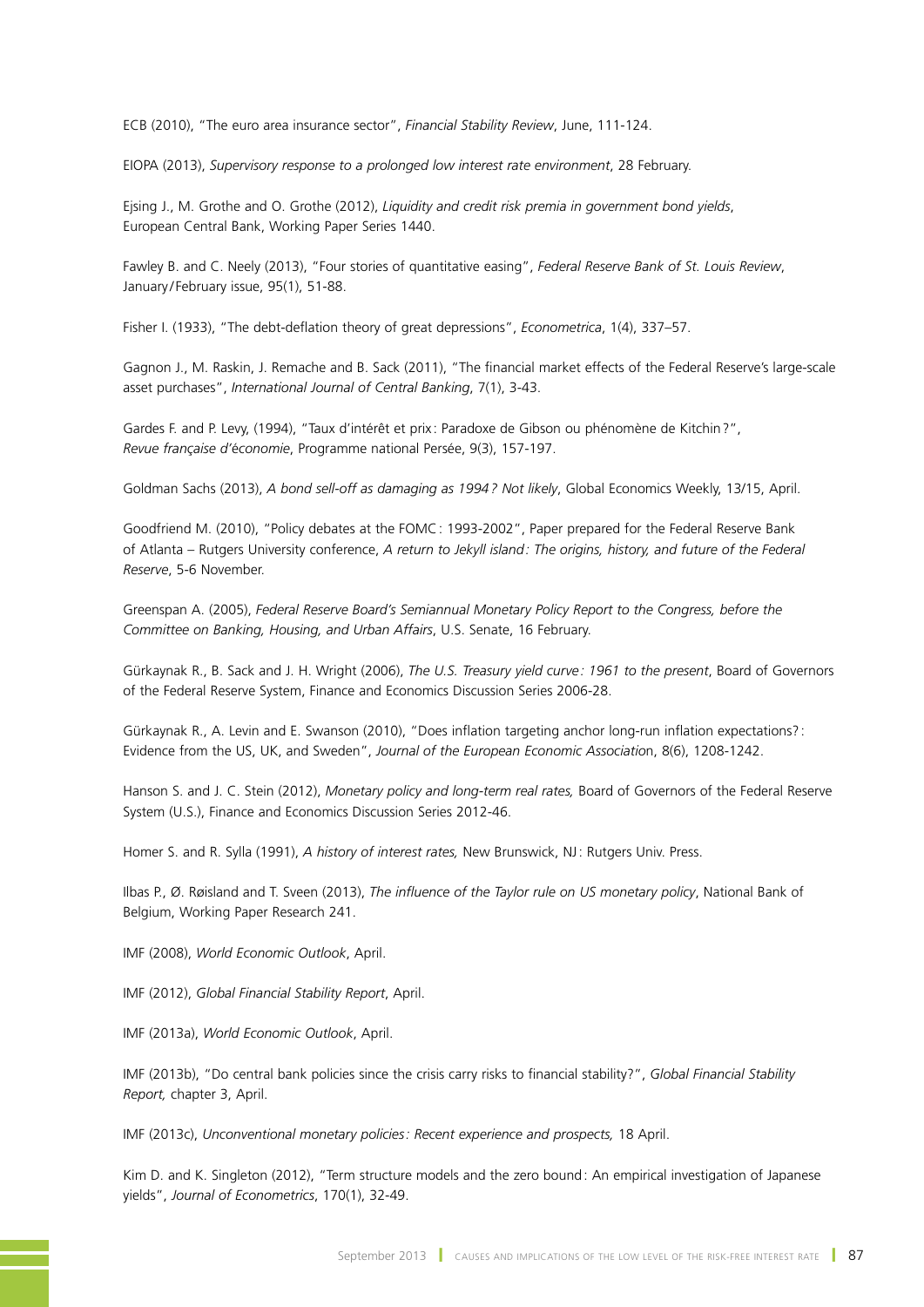ECB (2010), "The euro area insurance sector", *Financial Stability Review*, June, 111-124.

EIOPA (2013), *Supervisory response to a prolonged low interest rate environment*, 28 February.

Ejsing J., M. Grothe and O. Grothe (2012), *Liquidity and credit risk premia in government bond yields*, European Central Bank, Working Paper Series 1440.

Fawley B. and C. Neely (2013), "Four stories of quantitative easing", *Federal Reserve Bank of St. Louis Review*, January/February issue, 95(1), 51-88.

Fisher I. (1933), "The debt-deflation theory of great depressions", *Econometrica*, 1(4), 337–57.

Gagnon J., M. Raskin, J. Remache and B. Sack (2011), "The financial market effects of the Federal Reserve's large-scale asset purchases", *International Journal of Central Banking*, 7(1), 3-43.

Gardes F. and P. Levy, (1994), "Taux d'intérêt et prix : Paradoxe de Gibson ou phénomène de Kitchin ?", *Revue française d'économie*, Programme national Persée, 9(3), 157-197.

Goldman Sachs (2013), *A bond sell-off as damaging as 1994 ? Not likely*, Global Economics Weekly, 13/15, April.

Goodfriend M. (2010), "Policy debates at the FOMC : 1993-2002", Paper prepared for the Federal Reserve Bank of Atlanta – Rutgers University conference, *A return to Jekyll island : The origins, history, and future of the Federal Reserve*, 5-6 November.

Greenspan A. (2005), *Federal Reserve Board's Semiannual Monetary Policy Report to the Congress, before the Committee on Banking, Housing, and Urban Affairs*, U.S. Senate, 16 February.

Gürkaynak R., B. Sack and J. H. Wright (2006), *The U.S. Treasury yield curve : 1961 to the present*, Board of Governors of the Federal Reserve System, Finance and Economics Discussion Series 2006-28.

Gürkaynak R., A. Levin and E. Swanson (2010), "Does inflation targeting anchor long-run inflation expectations? : Evidence from the US, UK, and Sweden", *Journal of the European Economic Association*, 8(6), 1208-1242.

Hanson S. and J. C. Stein (2012), *Monetary policy and long-term real rates,* Board of Governors of the Federal Reserve System (U.S.), Finance and Economics Discussion Series 2012-46.

Homer S. and R. Sylla (1991), *A history of interest rates,* New Brunswick, NJ : Rutgers Univ. Press.

Ilbas P., Ø. Røisland and T. Sveen (2013), *The influence of the Taylor rule on US monetary policy*, National Bank of Belgium, Working Paper Research 241.

IMF (2008), *World Economic Outlook*, April.

IMF (2012), *Global Financial Stability Report*, April.

IMF (2013a), *World Economic Outlook*, April.

IMF (2013b), "Do central bank policies since the crisis carry risks to financial stability?", *Global Financial Stability Report,* chapter 3, April.

IMF (2013c), *Unconventional monetary policies : Recent experience and prospects,* 18 April.

Kim D. and K. Singleton (2012), "Term structure models and the zero bound : An empirical investigation of Japanese yields", *Journal of Econometrics*, 170(1), 32-49.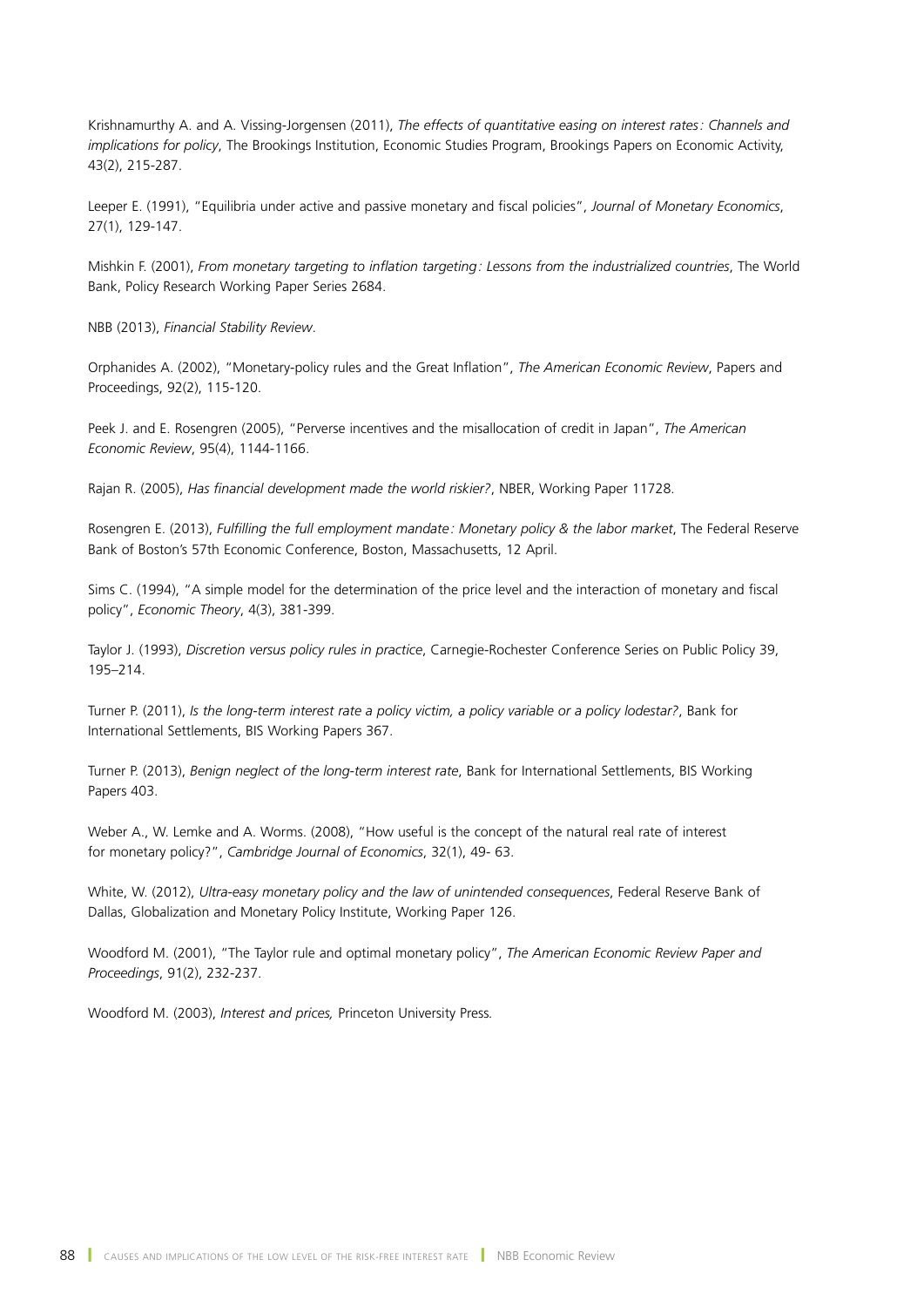Krishnamurthy A. and A. Vissing-Jorgensen (2011), *The effects of quantitative easing on interest rates : Channels and implications for policy*, The Brookings Institution, Economic Studies Program, Brookings Papers on Economic Activity, 43(2), 215-287.

Leeper E. (1991), "Equilibria under active and passive monetary and fiscal policies", *Journal of Monetary Economics*, 27(1), 129-147.

Mishkin F. (2001), *From monetary targeting to inflation targeting : Lessons from the industrialized countries*, The World Bank, Policy Research Working Paper Series 2684.

NBB (2013), *Financial Stability Review*.

Orphanides A. (2002), "Monetary-policy rules and the Great Inflation", *The American Economic Review*, Papers and Proceedings, 92(2), 115-120.

Peek J. and E. Rosengren (2005), "Perverse incentives and the misallocation of credit in Japan", *The American Economic Review*, 95(4), 1144-1166.

Rajan R. (2005), *Has financial development made the world riskier?*, NBER, Working Paper 11728.

Rosengren E. (2013), *Fulfilling the full employment mandate : Monetary policy & the labor market*, The Federal Reserve Bank of Boston's 57th Economic Conference, Boston, Massachusetts, 12 April.

Sims C. (1994), "A simple model for the determination of the price level and the interaction of monetary and fiscal policy", *Economic Theory*, 4(3), 381-399.

Taylor J. (1993), *Discretion versus policy rules in practice*, Carnegie-Rochester Conference Series on Public Policy 39, 195–214.

Turner P. (2011), *Is the long-term interest rate a policy victim, a policy variable or a policy lodestar?*, Bank for International Settlements, BIS Working Papers 367.

Turner P. (2013), *Benign neglect of the long-term interest rate*, Bank for International Settlements, BIS Working Papers 403.

Weber A., W. Lemke and A. Worms. (2008), "How useful is the concept of the natural real rate of interest for monetary policy?", *Cambridge Journal of Economics*, 32(1), 49- 63.

White, W. (2012), *Ultra-easy monetary policy and the law of unintended consequences*, Federal Reserve Bank of Dallas, Globalization and Monetary Policy Institute, Working Paper 126.

Woodford M. (2001), "The Taylor rule and optimal monetary policy", *The American Economic Review Paper and Proceedings*, 91(2), 232-237.

Woodford M. (2003), *Interest and prices,* Princeton University Press.